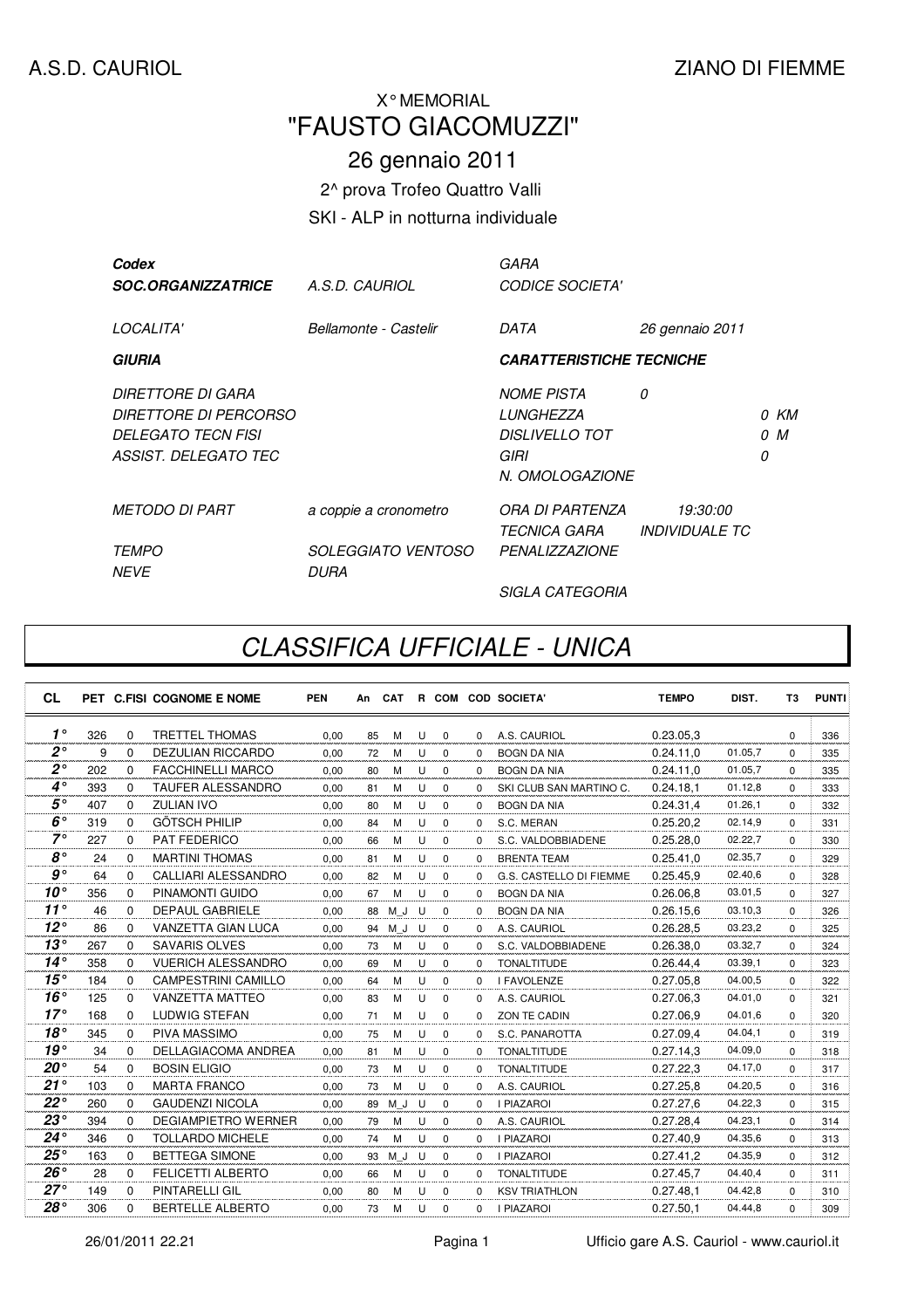A.S.D. CAURIOL

ZIANO DI FIEMME

X° MEMORIAL

# "FAUSTO GIACOMUZZI"

26 gennaio 2011

2^ prova Trofeo Quattro Valli

SKI - ALP in notturna individuale

| | | | |
|---|---|---|---|
| ***Codex*** | | *GARA* | |
| ***SOC.ORGANIZZATRICE*** | *A.S.D. CAURIOL* | *CODICE SOCIETA'* | |
| *LOCALITA'* | *Bellamonte - Castelir* | *DATA* | *26 gennaio 2011* |
| ***GIURIA*** | | ***CARATTERISTICHE TECNICHE*** | |
| *DIRETTORE DI GARA* | | *NOME PISTA* | *0* |
| *DIRETTORE DI PERCORSO* | | *LUNGHEZZA* | *0 KM* |
| *DELEGATO TECN FISI* | | *DISLIVELLO TOT* | *0 M* |
| *ASSIST. DELEGATO TEC* | | *GIRI* | *0* |
| | | *N. OMOLOGAZIONE* | |
| *METODO DI PART* | *a coppie a cronometro* | *ORA DI PARTENZA* | *19:30:00* |
| | | *TECNICA GARA* | *INDIVIDUALE TC* |
| *TEMPO* | *SOLEGGIATO VENTOSO* | *PENALIZZAZIONE* | |
| *NEVE* | *DURA* | | |
| | | *SIGLA CATEGORIA* | |

## CLASSIFICA UFFICIALE - UNICA

| CL | PET | C.FISI | COGNOME E NOME | PEN | An | CAT | R | COM | COD | SOCIETA' | TEMPO | DIST. | T3 | PUNTI |
|---|---|---|---|---|---|---|---|---|---|---|---|---|---|---|
| 1° | 326 | 0 | TRETTEL THOMAS | 0,00 | 85 | M | U | 0 | 0 | A.S. CAURIOL | 0.23.05,3 | | 0 | 336 |
| 2° | 9 | 0 | DEZULIAN RICCARDO | 0,00 | 72 | M | U | 0 | 0 | BOGN DA NIA | 0.24.11,0 | 01.05,7 | 0 | 335 |
| 2° | 202 | 0 | FACCHINELLI MARCO | 0,00 | 80 | M | U | 0 | 0 | BOGN DA NIA | 0.24.11,0 | 01.05,7 | 0 | 335 |
| 4° | 393 | 0 | TAUFER ALESSANDRO | 0,00 | 81 | M | U | 0 | 0 | SKI CLUB SAN MARTINO C. | 0.24.18,1 | 01.12,8 | 0 | 333 |
| 5° | 407 | 0 | ZULIAN IVO | 0,00 | 80 | M | U | 0 | 0 | BOGN DA NIA | 0.24.31,4 | 01.26,1 | 0 | 332 |
| 6° | 319 | 0 | GÖTSCH PHILIP | 0,00 | 84 | M | U | 0 | 0 | S.C. MERAN | 0.25.20,2 | 02.14,9 | 0 | 331 |
| 7° | 227 | 0 | PAT FEDERICO | 0,00 | 66 | M | U | 0 | 0 | S.C. VALDOBBIADENE | 0.25.28,0 | 02.22,7 | 0 | 330 |
| 8° | 24 | 0 | MARTINI THOMAS | 0,00 | 81 | M | U | 0 | 0 | BRENTA TEAM | 0.25.41,0 | 02.35,7 | 0 | 329 |
| 9° | 64 | 0 | CALLIARI ALESSANDRO | 0,00 | 82 | M | U | 0 | 0 | G.S. CASTELLO DI FIEMME | 0.25.45,9 | 02.40,6 | 0 | 328 |
| 10° | 356 | 0 | PINAMONTI GUIDO | 0,00 | 67 | M | U | 0 | 0 | BOGN DA NIA | 0.26.06,8 | 03.01,5 | 0 | 327 |
| 11° | 46 | 0 | DEPAUL GABRIELE | 0,00 | 88 | M_J | U | 0 | 0 | BOGN DA NIA | 0.26.15,6 | 03.10,3 | 0 | 326 |
| 12° | 86 | 0 | VANZETTA GIAN LUCA | 0,00 | 94 | M_J | U | 0 | 0 | A.S. CAURIOL | 0.26.28,5 | 03.23,2 | 0 | 325 |
| 13° | 267 | 0 | SAVARIS OLVES | 0,00 | 73 | M | U | 0 | 0 | S.C. VALDOBBIADENE | 0.26.38,0 | 03.32,7 | 0 | 324 |
| 14° | 358 | 0 | VUERICH ALESSANDRO | 0,00 | 69 | M | U | 0 | 0 | TONALTITUDE | 0.26.44,4 | 03.39,1 | 0 | 323 |
| 15° | 184 | 0 | CAMPESTRINI CAMILLO | 0,00 | 64 | M | U | 0 | 0 | I FAVOLENZE | 0.27.05,8 | 04.00,5 | 0 | 322 |
| 16° | 125 | 0 | VANZETTA MATTEO | 0,00 | 83 | M | U | 0 | 0 | A.S. CAURIOL | 0.27.06,3 | 04.01,0 | 0 | 321 |
| 17° | 168 | 0 | LUDWIG STEFAN | 0,00 | 71 | M | U | 0 | 0 | ZON TE CADIN | 0.27.06,9 | 04.01,6 | 0 | 320 |
| 18° | 345 | 0 | PIVA MASSIMO | 0,00 | 75 | M | U | 0 | 0 | S.C. PANAROTTA | 0.27.09,4 | 04.04,1 | 0 | 319 |
| 19° | 34 | 0 | DELLAGIACOMA ANDREA | 0,00 | 81 | M | U | 0 | 0 | TONALTITUDE | 0.27.14,3 | 04.09,0 | 0 | 318 |
| 20° | 54 | 0 | BOSIN ELIGIO | 0,00 | 73 | M | U | 0 | 0 | TONALTITUDE | 0.27.22,3 | 04.17,0 | 0 | 317 |
| 21° | 103 | 0 | MARTA FRANCO | 0,00 | 73 | M | U | 0 | 0 | A.S. CAURIOL | 0.27.25,8 | 04.20,5 | 0 | 316 |
| 22° | 260 | 0 | GAUDENZI NICOLA | 0,00 | 89 | M_J | U | 0 | 0 | I PIAZAROI | 0.27.27,6 | 04.22,3 | 0 | 315 |
| 23° | 394 | 0 | DEGIAMPIETRO WERNER | 0,00 | 79 | M | U | 0 | 0 | A.S. CAURIOL | 0.27.28,4 | 04.23,1 | 0 | 314 |
| 24° | 346 | 0 | TOLLARDO MICHELE | 0,00 | 74 | M | U | 0 | 0 | I PIAZAROI | 0.27.40,9 | 04.35,6 | 0 | 313 |
| 25° | 163 | 0 | BETTEGA SIMONE | 0,00 | 93 | M_J | U | 0 | 0 | I PIAZAROI | 0.27.41,2 | 04.35,9 | 0 | 312 |
| 26° | 28 | 0 | FELICETTI ALBERTO | 0,00 | 66 | M | U | 0 | 0 | TONALTITUDE | 0.27.45,7 | 04.40,4 | 0 | 311 |
| 27° | 149 | 0 | PINTARELLI GIL | 0,00 | 80 | M | U | 0 | 0 | KSV TRIATHLON | 0.27.48,1 | 04.42,8 | 0 | 310 |
| 28° | 306 | 0 | BERTELLE ALBERTO | 0,00 | 73 | M | U | 0 | 0 | I PIAZAROI | 0.27.50,1 | 04.44,8 | 0 | 309 |

26/01/2011 22.21 Ufficio gare A.S. Cauriol - www.cauriol.it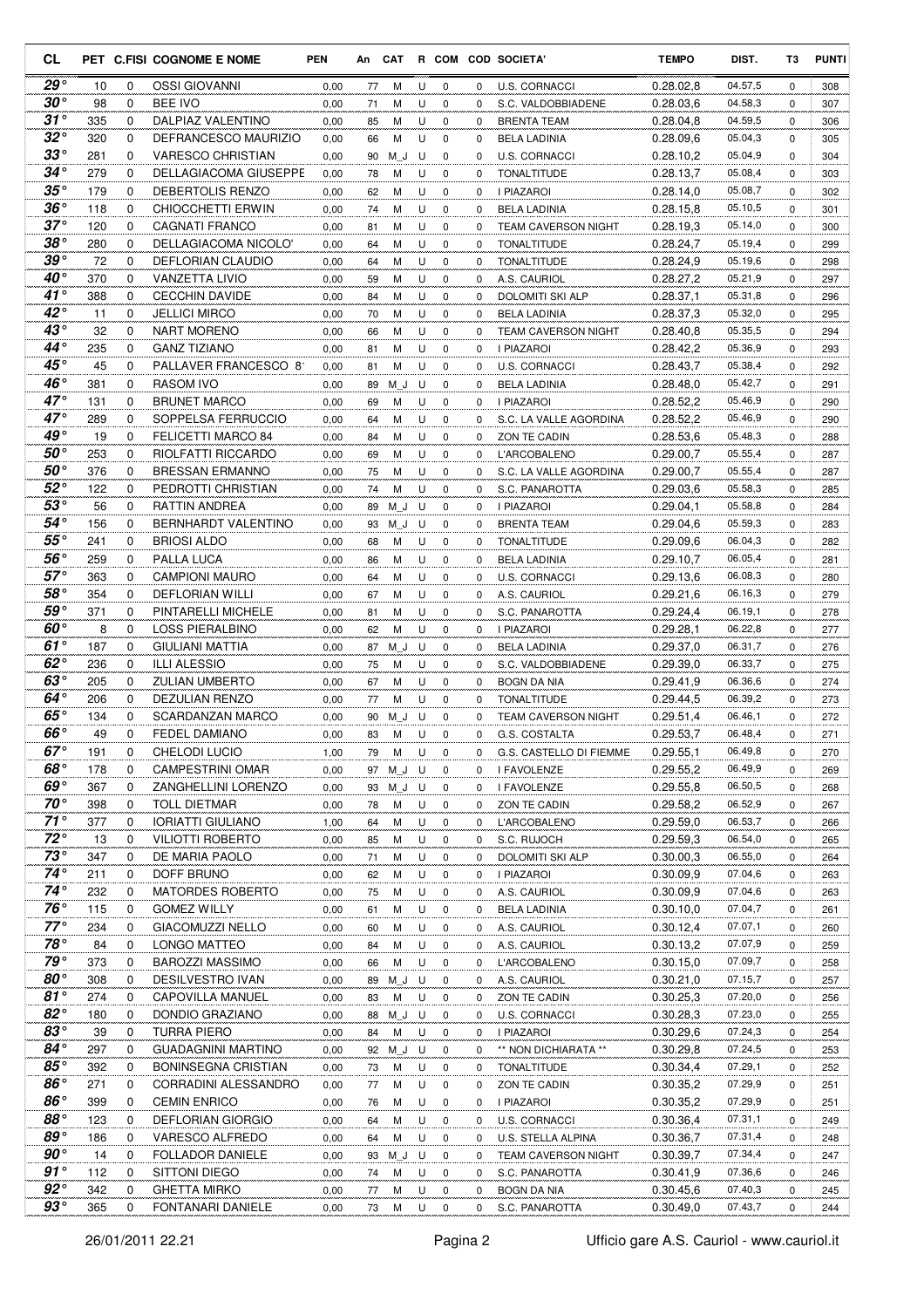| CL | PET | C.FISI | COGNOME E NOME | PEN | An | CAT | R | COM | COD | SOCIETA' | TEMPO | DIST. | T3 | PUNTI |
|---|---|---|---|---|---|---|---|---|---|---|---|---|---|---|
| 29° | 10 | 0 | OSSI GIOVANNI | 0,00 | 77 | M | U | 0 | 0 | U.S. CORNACCI | 0.28.02,8 | 04.57,5 | 0 | 308 |
| 30° | 98 | 0 | BEE IVO | 0,00 | 71 | M | U | 0 | 0 | S.C. VALDOBBIADENE | 0.28.03,6 | 04.58,3 | 0 | 307 |
| 31° | 335 | 0 | DALPIAZ VALENTINO | 0,00 | 85 | M | U | 0 | 0 | BRENTA TEAM | 0.28.04,8 | 04.59,5 | 0 | 306 |
| 32° | 320 | 0 | DEFRANCESCO MAURIZIO | 0,00 | 66 | M | U | 0 | 0 | BELA LADINIA | 0.28.09,6 | 05.04,3 | 0 | 305 |
| 33° | 281 | 0 | VARESCO CHRISTIAN | 0,00 | 90 | M_J | U | 0 | 0 | U.S. CORNACCI | 0.28.10,2 | 05.04,9 | 0 | 304 |
| 34° | 279 | 0 | DELLAGIACOMA GIUSEPPE | 0,00 | 78 | M | U | 0 | 0 | TONALTITUDE | 0.28.13,7 | 05.08,4 | 0 | 303 |
| 35° | 179 | 0 | DEBERTOLIS RENZO | 0,00 | 62 | M | U | 0 | 0 | I PIAZAROI | 0.28.14,0 | 05.08,7 | 0 | 302 |
| 36° | 118 | 0 | CHIOCCHETTI ERWIN | 0,00 | 74 | M | U | 0 | 0 | BELA LADINIA | 0.28.15,8 | 05.10,5 | 0 | 301 |
| 37° | 120 | 0 | CAGNATI FRANCO | 0,00 | 81 | M | U | 0 | 0 | TEAM CAVERSON NIGHT | 0.28.19,3 | 05.14,0 | 0 | 300 |
| 38° | 280 | 0 | DELLAGIACOMA NICOLO' | 0,00 | 64 | M | U | 0 | 0 | TONALTITUDE | 0.28.24,7 | 05.19,4 | 0 | 299 |
| 39° | 72 | 0 | DEFLORIAN CLAUDIO | 0,00 | 64 | M | U | 0 | 0 | TONALTITUDE | 0.28.24,9 | 05.19,6 | 0 | 298 |
| 40° | 370 | 0 | VANZETTA LIVIO | 0,00 | 59 | M | U | 0 | 0 | A.S. CAURIOL | 0.28.27,2 | 05.21,9 | 0 | 297 |
| 41° | 388 | 0 | CECCHIN DAVIDE | 0,00 | 84 | M | U | 0 | 0 | DOLOMITI SKI ALP | 0.28.37,1 | 05.31,8 | 0 | 296 |
| 42° | 11 | 0 | JELLICI MIRCO | 0,00 | 70 | M | U | 0 | 0 | BELA LADINIA | 0.28.37,3 | 05.32,0 | 0 | 295 |
| 43° | 32 | 0 | NART MORENO | 0,00 | 66 | M | U | 0 | 0 | TEAM CAVERSON NIGHT | 0.28.40,8 | 05.35,5 | 0 | 294 |
| 44° | 235 | 0 | GANZ TIZIANO | 0,00 | 81 | M | U | 0 | 0 | I PIAZAROI | 0.28.42,2 | 05.36,9 | 0 | 293 |
| 45° | 45 | 0 | PALLAVER FRANCESCO 8 | 0,00 | 81 | M | U | 0 | 0 | U.S. CORNACCI | 0.28.43,7 | 05.38,4 | 0 | 292 |
| 46° | 381 | 0 | RASOM IVO | 0,00 | 89 | M_J | U | 0 | 0 | BELA LADINIA | 0.28.48,0 | 05.42,7 | 0 | 291 |
| 47° | 131 | 0 | BRUNET MARCO | 0,00 | 69 | M | U | 0 | 0 | I PIAZAROI | 0.28.52,2 | 05.46,9 | 0 | 290 |
| 47° | 289 | 0 | SOPPELSA FERRUCCIO | 0,00 | 64 | M | U | 0 | 0 | S.C. LA VALLE AGORDINA | 0.28.52,2 | 05.46,9 | 0 | 290 |
| 49° | 19 | 0 | FELICETTI MARCO 84 | 0,00 | 84 | M | U | 0 | 0 | ZON TE CADIN | 0.28.53,6 | 05.48,3 | 0 | 288 |
| 50° | 253 | 0 | RIOLFATTI RICCARDO | 0,00 | 69 | M | U | 0 | 0 | L'ARCOBALENO | 0.29.00,7 | 05.55,4 | 0 | 287 |
| 50° | 376 | 0 | BRESSAN ERMANNO | 0,00 | 75 | M | U | 0 | 0 | S.C. LA VALLE AGORDINA | 0.29.00,7 | 05.55,4 | 0 | 287 |
| 52° | 122 | 0 | PEDROTTI CHRISTIAN | 0,00 | 74 | M | U | 0 | 0 | S.C. PANAROTTA | 0.29.03,6 | 05.58,3 | 0 | 285 |
| 53° | 56 | 0 | RATTIN ANDREA | 0,00 | 89 | M_J | U | 0 | 0 | I PIAZAROI | 0.29.04,1 | 05.58,8 | 0 | 284 |
| 54° | 156 | 0 | BERNHARDT VALENTINO | 0,00 | 93 | M_J | U | 0 | 0 | BRENTA TEAM | 0.29.04,6 | 05.59,3 | 0 | 283 |
| 55° | 241 | 0 | BRIOSI ALDO | 0,00 | 68 | M | U | 0 | 0 | TONALTITUDE | 0.29.09,6 | 06.04,3 | 0 | 282 |
| 56° | 259 | 0 | PALLA LUCA | 0,00 | 86 | M | U | 0 | 0 | BELA LADINIA | 0.29.10,7 | 06.05,4 | 0 | 281 |
| 57° | 363 | 0 | CAMPIONI MAURO | 0,00 | 64 | M | U | 0 | 0 | U.S. CORNACCI | 0.29.13,6 | 06.08,3 | 0 | 280 |
| 58° | 354 | 0 | DEFLORIAN WILLI | 0,00 | 67 | M | U | 0 | 0 | A.S. CAURIOL | 0.29.21,6 | 06.16,3 | 0 | 279 |
| 59° | 371 | 0 | PINTARELLI MICHELE | 0,00 | 81 | M | U | 0 | 0 | S.C. PANAROTTA | 0.29.24,4 | 06.19,1 | 0 | 278 |
| 60° | 8 | 0 | LOSS PIERALBINO | 0,00 | 62 | M | U | 0 | 0 | I PIAZAROI | 0.29.28,1 | 06.22,8 | 0 | 277 |
| 61° | 187 | 0 | GIULIANI MATTIA | 0,00 | 87 | M_J | U | 0 | 0 | BELA LADINIA | 0.29.37,0 | 06.31,7 | 0 | 276 |
| 62° | 236 | 0 | ILLI ALESSIO | 0,00 | 75 | M | U | 0 | 0 | S.C. VALDOBBIADENE | 0.29.39,0 | 06.33,7 | 0 | 275 |
| 63° | 205 | 0 | ZULIAN UMBERTO | 0,00 | 67 | M | U | 0 | 0 | BOGN DA NIA | 0.29.41,9 | 06.36,6 | 0 | 274 |
| 64° | 206 | 0 | DEZULIAN RENZO | 0,00 | 77 | M | U | 0 | 0 | TONALTITUDE | 0.29.44,5 | 06.39,2 | 0 | 273 |
| 65° | 134 | 0 | SCARDANZAN MARCO | 0,00 | 90 | M_J | U | 0 | 0 | TEAM CAVERSON NIGHT | 0.29.51,4 | 06.46,1 | 0 | 272 |
| 66° | 49 | 0 | FEDEL DAMIANO | 0,00 | 83 | M | U | 0 | 0 | G.S. COSTALTA | 0.29.53,7 | 06.48,4 | 0 | 271 |
| 67° | 191 | 0 | CHELODI LUCIO | 1,00 | 79 | M | U | 0 | 0 | G.S. CASTELLO DI FIEMME | 0.29.55,1 | 06.49,8 | 0 | 270 |
| 68° | 178 | 0 | CAMPESTRINI OMAR | 0,00 | 97 | M_J | U | 0 | 0 | I FAVOLENZE | 0.29.55,2 | 06.49,9 | 0 | 269 |
| 69° | 367 | 0 | ZANGHELLINI LORENZO | 0,00 | 93 | M_J | U | 0 | 0 | I FAVOLENZE | 0.29.55,8 | 06.50,5 | 0 | 268 |
| 70° | 398 | 0 | TOLL DIETMAR | 0,00 | 78 | M | U | 0 | 0 | ZON TE CADIN | 0.29.58,2 | 06.52,9 | 0 | 267 |
| 71° | 377 | 0 | IORIATTI GIULIANO | 1,00 | 64 | M | U | 0 | 0 | L'ARCOBALENO | 0.29.59,0 | 06.53,7 | 0 | 266 |
| 72° | 13 | 0 | VILIOTTI ROBERTO | 0,00 | 85 | M | U | 0 | 0 | S.C. RUJOCH | 0.29.59,3 | 06.54,0 | 0 | 265 |
| 73° | 347 | 0 | DE MARIA PAOLO | 0,00 | 71 | M | U | 0 | 0 | DOLOMITI SKI ALP | 0.30.00,3 | 06.55,0 | 0 | 264 |
| 74° | 211 | 0 | DOFF BRUNO | 0,00 | 62 | M | U | 0 | 0 | I PIAZAROI | 0.30.09,9 | 07.04,6 | 0 | 263 |
| 74° | 232 | 0 | MATORDES ROBERTO | 0,00 | 75 | M | U | 0 | 0 | A.S. CAURIOL | 0.30.09,9 | 07.04,6 | 0 | 263 |
| 76° | 115 | 0 | GOMEZ WILLY | 0,00 | 61 | M | U | 0 | 0 | BELA LADINIA | 0.30.10,0 | 07.04,7 | 0 | 261 |
| 77° | 234 | 0 | GIACOMUZZI NELLO | 0,00 | 60 | M | U | 0 | 0 | A.S. CAURIOL | 0.30.12,4 | 07.07,1 | 0 | 260 |
| 78° | 84 | 0 | LONGO MATTEO | 0,00 | 84 | M | U | 0 | 0 | A.S. CAURIOL | 0.30.13,2 | 07.07,9 | 0 | 259 |
| 79° | 373 | 0 | BAROZZI MASSIMO | 0,00 | 66 | M | U | 0 | 0 | L'ARCOBALENO | 0.30.15,0 | 07.09,7 | 0 | 258 |
| 80° | 308 | 0 | DESILVESTRO IVAN | 0,00 | 89 | M_J | U | 0 | 0 | A.S. CAURIOL | 0.30.21,0 | 07.15,7 | 0 | 257 |
| 81° | 274 | 0 | CAPOVILLA MANUEL | 0,00 | 83 | M | U | 0 | 0 | ZON TE CADIN | 0.30.25,3 | 07.20,0 | 0 | 256 |
| 82° | 180 | 0 | DONDIO GRAZIANO | 0,00 | 88 | M_J | U | 0 | 0 | U.S. CORNACCI | 0.30.28,3 | 07.23,0 | 0 | 255 |
| 83° | 39 | 0 | TURRA PIERO | 0,00 | 84 | M | U | 0 | 0 | I PIAZAROI | 0.30.29,6 | 07.24,3 | 0 | 254 |
| 84° | 297 | 0 | GUADAGNINI MARTINO | 0,00 | 92 | M_J | U | 0 | 0 | ** NON DICHIARATA ** | 0.30.29,8 | 07.24,5 | 0 | 253 |
| 85° | 392 | 0 | BONINSEGNA CRISTIAN | 0,00 | 73 | M | U | 0 | 0 | TONALTITUDE | 0.30.34,4 | 07.29,1 | 0 | 252 |
| 86° | 271 | 0 | CORRADINI ALESSANDRO | 0,00 | 77 | M | U | 0 | 0 | ZON TE CADIN | 0.30.35,2 | 07.29,9 | 0 | 251 |
| 86° | 399 | 0 | CEMIN ENRICO | 0,00 | 76 | M | U | 0 | 0 | I PIAZAROI | 0.30.35,2 | 07.29,9 | 0 | 251 |
| 88° | 123 | 0 | DEFLORIAN GIORGIO | 0,00 | 64 | M | U | 0 | 0 | U.S. CORNACCI | 0.30.36,4 | 07.31,1 | 0 | 249 |
| 89° | 186 | 0 | VARESCO ALFREDO | 0,00 | 64 | M | U | 0 | 0 | U.S. STELLA ALPINA | 0.30.36,7 | 07.31,4 | 0 | 248 |
| 90° | 14 | 0 | FOLLADOR DANIELE | 0,00 | 93 | M_J | U | 0 | 0 | TEAM CAVERSON NIGHT | 0.30.39,7 | 07.34,4 | 0 | 247 |
| 91° | 112 | 0 | SITTONI DIEGO | 0,00 | 74 | M | U | 0 | 0 | S.C. PANAROTTA | 0.30.41,9 | 07.36,6 | 0 | 246 |
| 92° | 342 | 0 | GHETTA MIRKO | 0,00 | 77 | M | U | 0 | 0 | BOGN DA NIA | 0.30.45,6 | 07.40,3 | 0 | 245 |
| 93° | 365 | 0 | FONTANARI DANIELE | 0,00 | 73 | M | U | 0 | 0 | S.C. PANAROTTA | 0.30.49,0 | 07.43,7 | 0 | 244 |

26/01/2011 22.21 Ufficio gare A.S. Cauriol - www.cauriol.it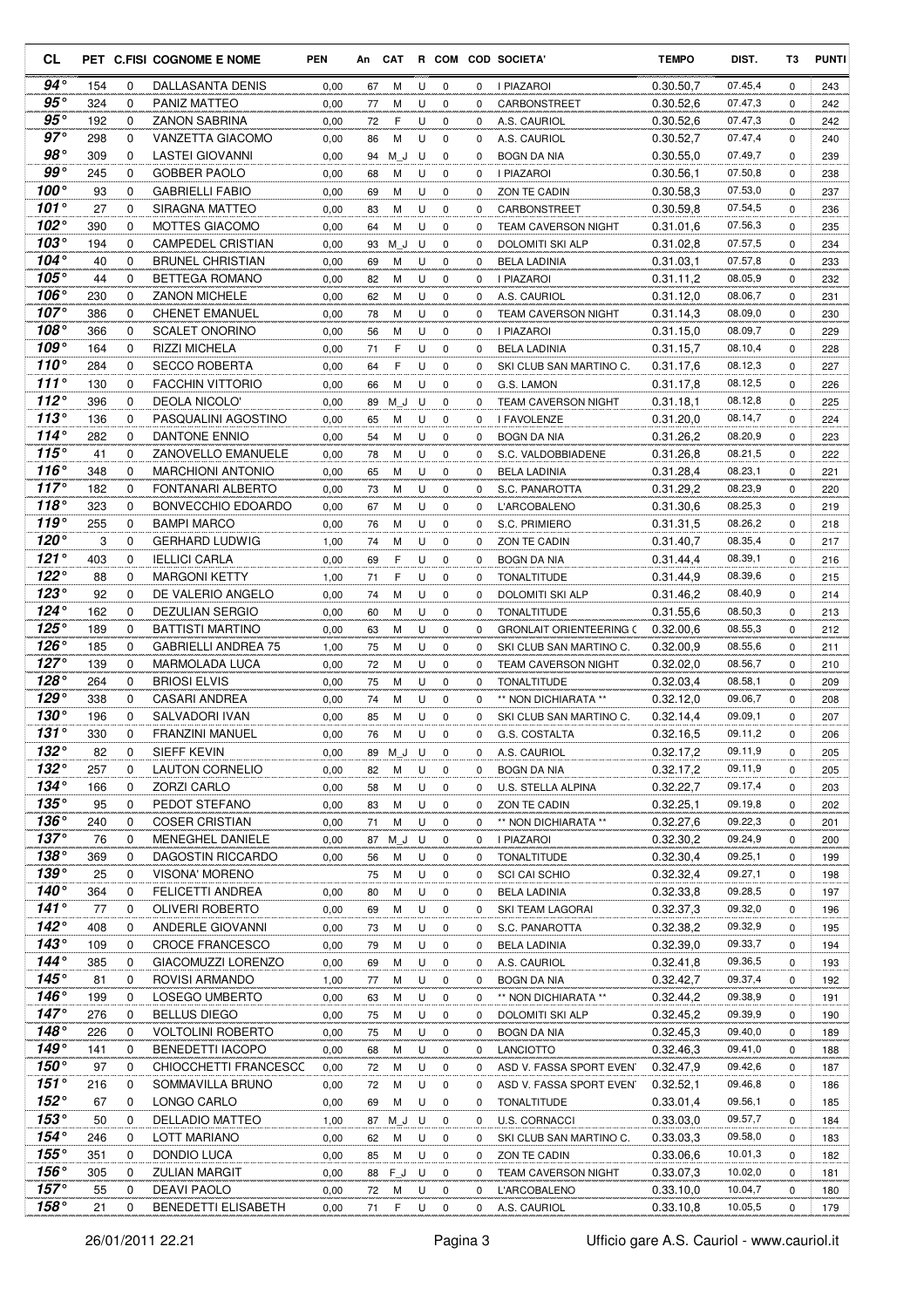| CL | PET | C.FISI | COGNOME E NOME | PEN | An | CAT | R | COM | COD | SOCIETA' | TEMPO | DIST. | T3 | PUNTI |
|---|---|---|---|---|---|---|---|---|---|---|---|---|---|---|
| 94° | 154 | 0 | DALLASANTA DENIS | 0,00 | 67 | M | U | 0 | 0 | I PIAZAROI | 0.30.50,7 | 07.45,4 | 0 | 243 |
| 95° | 324 | 0 | PANIZ MATTEO | 0,00 | 77 | M | U | 0 | 0 | CARBONSTREET | 0.30.52,6 | 07.47,3 | 0 | 242 |
| 95° | 192 | 0 | ZANON SABRINA | 0,00 | 72 | F | U | 0 | 0 | A.S. CAURIOL | 0.30.52,6 | 07.47,3 | 0 | 242 |
| 97° | 298 | 0 | VANZETTA GIACOMO | 0,00 | 86 | M | U | 0 | 0 | A.S. CAURIOL | 0.30.52,7 | 07.47,4 | 0 | 240 |
| 98° | 309 | 0 | LASTEI GIOVANNI | 0,00 | 94 | M_J | U | 0 | 0 | BOGN DA NIA | 0.30.55,0 | 07.49,7 | 0 | 239 |
| 99° | 245 | 0 | GOBBER PAOLO | 0,00 | 68 | M | U | 0 | 0 | I PIAZAROI | 0.30.56,1 | 07.50,8 | 0 | 238 |
| 100° | 93 | 0 | GABRIELLI FABIO | 0,00 | 69 | M | U | 0 | 0 | ZON TE CADIN | 0.30.58,3 | 07.53,0 | 0 | 237 |
| 101° | 27 | 0 | SIRAGNA MATTEO | 0,00 | 83 | M | U | 0 | 0 | CARBONSTREET | 0.30.59,8 | 07.54,5 | 0 | 236 |
| 102° | 390 | 0 | MOTTES GIACOMO | 0,00 | 64 | M | U | 0 | 0 | TEAM CAVERSON NIGHT | 0.31.01,6 | 07.56,3 | 0 | 235 |
| 103° | 194 | 0 | CAMPEDEL CRISTIAN | 0,00 | 93 | M_J | U | 0 | 0 | DOLOMITI SKI ALP | 0.31.02,8 | 07.57,5 | 0 | 234 |
| 104° | 40 | 0 | BRUNEL CHRISTIAN | 0,00 | 69 | M | U | 0 | 0 | BELA LADINIA | 0.31.03,1 | 07.57,8 | 0 | 233 |
| 105° | 44 | 0 | BETTEGA ROMANO | 0,00 | 82 | M | U | 0 | 0 | I PIAZAROI | 0.31.11,2 | 08.05,9 | 0 | 232 |
| 106° | 230 | 0 | ZANON MICHELE | 0,00 | 62 | M | U | 0 | 0 | A.S. CAURIOL | 0.31.12,0 | 08.06,7 | 0 | 231 |
| 107° | 386 | 0 | CHENET EMANUEL | 0,00 | 78 | M | U | 0 | 0 | TEAM CAVERSON NIGHT | 0.31.14,3 | 08.09,0 | 0 | 230 |
| 108° | 366 | 0 | SCALET ONORINO | 0,00 | 56 | M | U | 0 | 0 | I PIAZAROI | 0.31.15,0 | 08.09,7 | 0 | 229 |
| 109° | 164 | 0 | RIZZI MICHELA | 0,00 | 71 | F | U | 0 | 0 | BELA LADINIA | 0.31.15,7 | 08.10,4 | 0 | 228 |
| 110° | 284 | 0 | SECCO ROBERTA | 0,00 | 64 | F | U | 0 | 0 | SKI CLUB SAN MARTINO C. | 0.31.17,6 | 08.12,3 | 0 | 227 |
| 111° | 130 | 0 | FACCHIN VITTORIO | 0,00 | 66 | M | U | 0 | 0 | G.S. LAMON | 0.31.17,8 | 08.12,5 | 0 | 226 |
| 112° | 396 | 0 | DEOLA NICOLO' | 0,00 | 89 | M_J | U | 0 | 0 | TEAM CAVERSON NIGHT | 0.31.18,1 | 08.12,8 | 0 | 225 |
| 113° | 136 | 0 | PASQUALINI AGOSTINO | 0,00 | 65 | M | U | 0 | 0 | I FAVOLENZE | 0.31.20,0 | 08.14,7 | 0 | 224 |
| 114° | 282 | 0 | DANTONE ENNIO | 0,00 | 54 | M | U | 0 | 0 | BOGN DA NIA | 0.31.26,2 | 08.20,9 | 0 | 223 |
| 115° | 41 | 0 | ZANOVELLO EMANUELE | 0,00 | 78 | M | U | 0 | 0 | S.C. VALDOBBIADENE | 0.31.26,8 | 08.21,5 | 0 | 222 |
| 116° | 348 | 0 | MARCHIONI ANTONIO | 0,00 | 65 | M | U | 0 | 0 | BELA LADINIA | 0.31.28,4 | 08.23,1 | 0 | 221 |
| 117° | 182 | 0 | FONTANARI ALBERTO | 0,00 | 73 | M | U | 0 | 0 | S.C. PANAROTTA | 0.31.29,2 | 08.23,9 | 0 | 220 |
| 118° | 323 | 0 | BONVECCHIO EDOARDO | 0,00 | 67 | M | U | 0 | 0 | L'ARCOBALENO | 0.31.30,6 | 08.25,3 | 0 | 219 |
| 119° | 255 | 0 | BAMPI MARCO | 0,00 | 76 | M | U | 0 | 0 | S.C. PRIMIERO | 0.31.31,5 | 08.26,2 | 0 | 218 |
| 120° | 3 | 0 | GERHARD LUDWIG | 1,00 | 74 | M | U | 0 | 0 | ZON TE CADIN | 0.31.40,7 | 08.35,4 | 0 | 217 |
| 121° | 403 | 0 | IELLICI CARLA | 0,00 | 69 | F | U | 0 | 0 | BOGN DA NIA | 0.31.44,4 | 08.39,1 | 0 | 216 |
| 122° | 88 | 0 | MARGONI KETTY | 1,00 | 71 | F | U | 0 | 0 | TONALTITUDE | 0.31.44,9 | 08.39,6 | 0 | 215 |
| 123° | 92 | 0 | DE VALERIO ANGELO | 0,00 | 74 | M | U | 0 | 0 | DOLOMITI SKI ALP | 0.31.46,2 | 08.40,9 | 0 | 214 |
| 124° | 162 | 0 | DEZULIAN SERGIO | 0,00 | 60 | M | U | 0 | 0 | TONALTITUDE | 0.31.55,6 | 08.50,3 | 0 | 213 |
| 125° | 189 | 0 | BATTISTI MARTINO | 0,00 | 63 | M | U | 0 | 0 | GRONLAIT ORIENTEERING ( | 0.32.00,6 | 08.55,3 | 0 | 212 |
| 126° | 185 | 0 | GABRIELLI ANDREA 75 | 1,00 | 75 | M | U | 0 | 0 | SKI CLUB SAN MARTINO C. | 0.32.00,9 | 08.55,6 | 0 | 211 |
| 127° | 139 | 0 | MARMOLADA LUCA | 0,00 | 72 | M | U | 0 | 0 | TEAM CAVERSON NIGHT | 0.32.02,0 | 08.56,7 | 0 | 210 |
| 128° | 264 | 0 | BRIOSI ELVIS | 0,00 | 75 | M | U | 0 | 0 | TONALTITUDE | 0.32.03,4 | 08.58,1 | 0 | 209 |
| 129° | 338 | 0 | CASARI ANDREA | 0,00 | 74 | M | U | 0 | 0 | ** NON DICHIARATA ** | 0.32.12,0 | 09.06,7 | 0 | 208 |
| 130° | 196 | 0 | SALVADORI IVAN | 0,00 | 85 | M | U | 0 | 0 | SKI CLUB SAN MARTINO C. | 0.32.14,4 | 09.09,1 | 0 | 207 |
| 131° | 330 | 0 | FRANZINI MANUEL | 0,00 | 76 | M | U | 0 | 0 | G.S. COSTALTA | 0.32.16,5 | 09.11,2 | 0 | 206 |
| 132° | 82 | 0 | SIEFF KEVIN | 0,00 | 89 | M_J | U | 0 | 0 | A.S. CAURIOL | 0.32.17,2 | 09.11,9 | 0 | 205 |
| 132° | 257 | 0 | LAUTON CORNELIO | 0,00 | 82 | M | U | 0 | 0 | BOGN DA NIA | 0.32.17,2 | 09.11,9 | 0 | 205 |
| 134° | 166 | 0 | ZORZI CARLO | 0,00 | 58 | M | U | 0 | 0 | U.S. STELLA ALPINA | 0.32.22,7 | 09.17,4 | 0 | 203 |
| 135° | 95 | 0 | PEDOT STEFANO | 0,00 | 83 | M | U | 0 | 0 | ZON TE CADIN | 0.32.25,1 | 09.19,8 | 0 | 202 |
| 136° | 240 | 0 | COSER CRISTIAN | 0,00 | 71 | M | U | 0 | 0 | ** NON DICHIARATA ** | 0.32.27,6 | 09.22,3 | 0 | 201 |
| 137° | 76 | 0 | MENEGHEL DANIELE | 0,00 | 87 | M_J | U | 0 | 0 | I PIAZAROI | 0.32.30,2 | 09.24,9 | 0 | 200 |
| 138° | 369 | 0 | DAGOSTIN RICCARDO | 0,00 | 56 | M | U | 0 | 0 | TONALTITUDE | 0.32.30,4 | 09.25,1 | 0 | 199 |
| 139° | 25 | 0 | VISONA' MORENO | | 75 | M | U | 0 | 0 | SCI CAI SCHIO | 0.32.32,4 | 09.27,1 | 0 | 198 |
| 140° | 364 | 0 | FELICETTI ANDREA | 0,00 | 80 | M | U | 0 | 0 | BELA LADINIA | 0.32.33,8 | 09.28,5 | 0 | 197 |
| 141° | 77 | 0 | OLIVERI ROBERTO | 0,00 | 69 | M | U | 0 | 0 | SKI TEAM LAGORAI | 0.32.37,3 | 09.32,0 | 0 | 196 |
| 142° | 408 | 0 | ANDERLE GIOVANNI | 0,00 | 73 | M | U | 0 | 0 | S.C. PANAROTTA | 0.32.38,2 | 09.32,9 | 0 | 195 |
| 143° | 109 | 0 | CROCE FRANCESCO | 0,00 | 79 | M | U | 0 | 0 | BELA LADINIA | 0.32.39,0 | 09.33,7 | 0 | 194 |
| 144° | 385 | 0 | GIACOMUZZI LORENZO | 0,00 | 69 | M | U | 0 | 0 | A.S. CAURIOL | 0.32.41,8 | 09.36,5 | 0 | 193 |
| 145° | 81 | 0 | ROVISI ARMANDO | 1,00 | 77 | M | U | 0 | 0 | BOGN DA NIA | 0.32.42,7 | 09.37,4 | 0 | 192 |
| 146° | 199 | 0 | LOSEGO UMBERTO | 0,00 | 63 | M | U | 0 | 0 | ** NON DICHIARATA ** | 0.32.44,2 | 09.38,9 | 0 | 191 |
| 147° | 276 | 0 | BELLUS DIEGO | 0,00 | 75 | M | U | 0 | 0 | DOLOMITI SKI ALP | 0.32.45,2 | 09.39,9 | 0 | 190 |
| 148° | 226 | 0 | VOLTOLINI ROBERTO | 0,00 | 75 | M | U | 0 | 0 | BOGN DA NIA | 0.32.45,3 | 09.40,0 | 0 | 189 |
| 149° | 141 | 0 | BENEDETTI IACOPO | 0,00 | 68 | M | U | 0 | 0 | LANCIOTTO | 0.32.46,3 | 09.41,0 | 0 | 188 |
| 150° | 97 | 0 | CHIOCCHETTI FRANCESCO | 0,00 | 72 | M | U | 0 | 0 | ASD V. FASSA SPORT EVEN' | 0.32.47,9 | 09.42,6 | 0 | 187 |
| 151° | 216 | 0 | SOMMAVILLA BRUNO | 0,00 | 72 | M | U | 0 | 0 | ASD V. FASSA SPORT EVEN' | 0.32.52,1 | 09.46,8 | 0 | 186 |
| 152° | 67 | 0 | LONGO CARLO | 0,00 | 69 | M | U | 0 | 0 | TONALTITUDE | 0.33.01,4 | 09.56,1 | 0 | 185 |
| 153° | 50 | 0 | DELLADIO MATTEO | 1,00 | 87 | M_J | U | 0 | 0 | U.S. CORNACCI | 0.33.03,0 | 09.57,7 | 0 | 184 |
| 154° | 246 | 0 | LOTT MARIANO | 0,00 | 62 | M | U | 0 | 0 | SKI CLUB SAN MARTINO C. | 0.33.03,3 | 09.58,0 | 0 | 183 |
| 155° | 351 | 0 | DONDIO LUCA | 0,00 | 85 | M | U | 0 | 0 | ZON TE CADIN | 0.33.06,6 | 10.01,3 | 0 | 182 |
| 156° | 305 | 0 | ZULIAN MARGIT | 0,00 | 88 | F_J | U | 0 | 0 | TEAM CAVERSON NIGHT | 0.33.07,3 | 10.02,0 | 0 | 181 |
| 157° | 55 | 0 | DEAVI PAOLO | 0,00 | 72 | M | U | 0 | 0 | L'ARCOBALENO | 0.33.10,0 | 10.04,7 | 0 | 180 |
| 158° | 21 | 0 | BENEDETTI ELISABETH | 0,00 | 71 | F | U | 0 | 0 | A.S. CAURIOL | 0.33.10,8 | 10.05,5 | 0 | 179 |

26/01/2011 22.21 Ufficio gare A.S. Cauriol - www.cauriol.it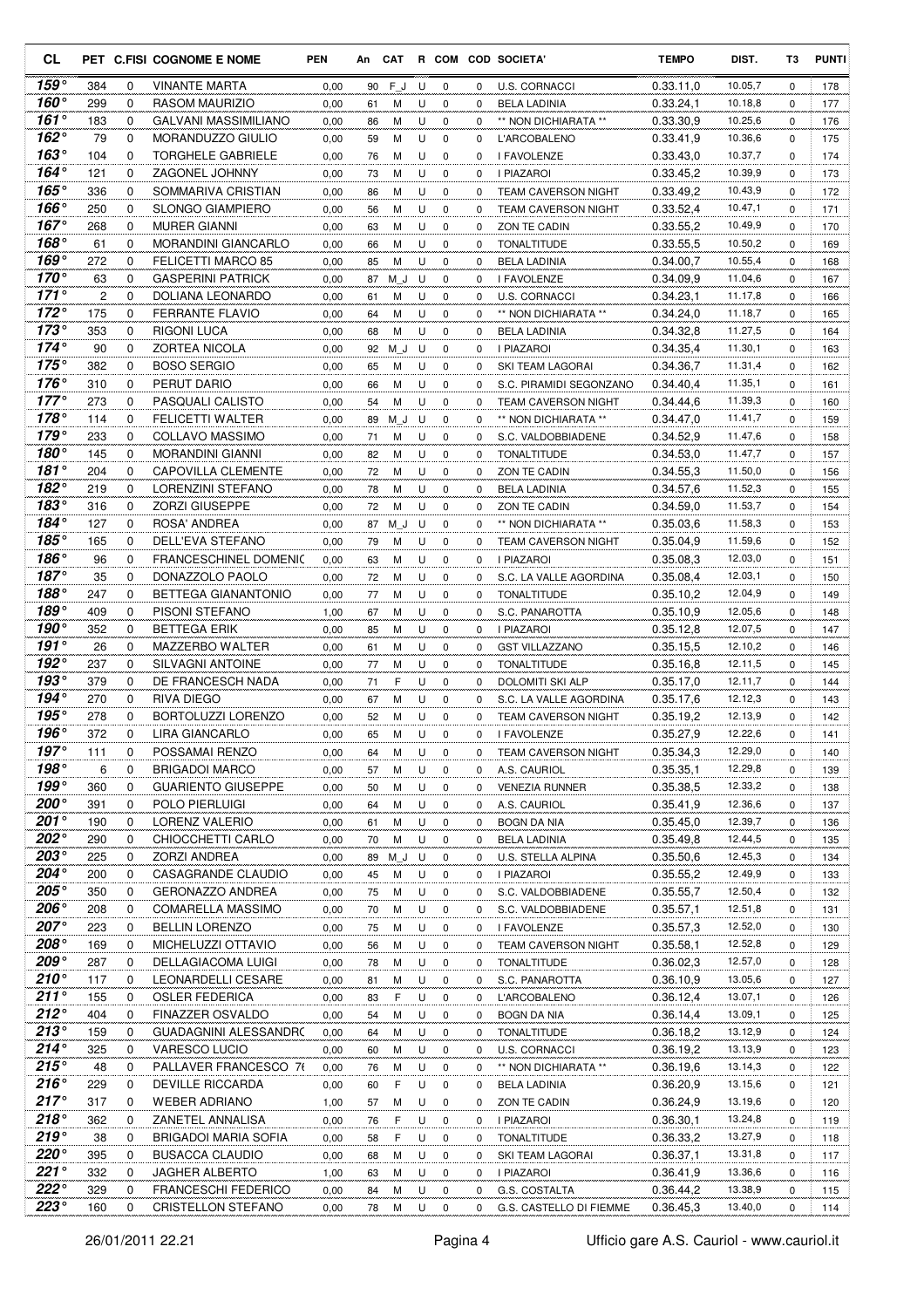| CL | PET | C.FISI | COGNOME E NOME | PEN | An | CAT | R | COM | COD | SOCIETA' | TEMPO | DIST. | T3 | PUNTI |
|---|---|---|---|---|---|---|---|---|---|---|---|---|---|---|
| 159° | 384 | 0 | VINANTE MARTA | 0,00 | 90 | F_J | U | 0 | 0 | U.S. CORNACCI | 0.33.11,0 | 10.05,7 | 0 | 178 |
| 160° | 299 | 0 | RASOM MAURIZIO | 0,00 | 61 | M | U | 0 | 0 | BELA LADINIA | 0.33.24,1 | 10.18,8 | 0 | 177 |
| 161° | 183 | 0 | GALVANI MASSIMILIANO | 0,00 | 86 | M | U | 0 | 0 | ** NON DICHIARATA ** | 0.33.30,9 | 10.25,6 | 0 | 176 |
| 162° | 79 | 0 | MORANDUZZO GIULIO | 0,00 | 59 | M | U | 0 | 0 | L'ARCOBALENO | 0.33.41,9 | 10.36,6 | 0 | 175 |
| 163° | 104 | 0 | TORGHELE GABRIELE | 0,00 | 76 | M | U | 0 | 0 | I FAVOLENZE | 0.33.43,0 | 10.37,7 | 0 | 174 |
| 164° | 121 | 0 | ZAGONEL JOHNNY | 0,00 | 73 | M | U | 0 | 0 | I PIAZAROI | 0.33.45,2 | 10.39,9 | 0 | 173 |
| 165° | 336 | 0 | SOMMARIVA CRISTIAN | 0,00 | 86 | M | U | 0 | 0 | TEAM CAVERSON NIGHT | 0.33.49,2 | 10.43,9 | 0 | 172 |
| 166° | 250 | 0 | SLONGO GIAMPIERO | 0,00 | 56 | M | U | 0 | 0 | TEAM CAVERSON NIGHT | 0.33.52,4 | 10.47,1 | 0 | 171 |
| 167° | 268 | 0 | MURER GIANNI | 0,00 | 63 | M | U | 0 | 0 | ZON TE CADIN | 0.33.55,2 | 10.49,9 | 0 | 170 |
| 168° | 61 | 0 | MORANDINI GIANCARLO | 0,00 | 66 | M | U | 0 | 0 | TONALTITUDE | 0.33.55,5 | 10.50,2 | 0 | 169 |
| 169° | 272 | 0 | FELICETTI MARCO 85 | 0,00 | 85 | M | U | 0 | 0 | BELA LADINIA | 0.34.00,7 | 10.55,4 | 0 | 168 |
| 170° | 63 | 0 | GASPERINI PATRICK | 0,00 | 87 | M_J | U | 0 | 0 | I FAVOLENZE | 0.34.09,9 | 11.04,6 | 0 | 167 |
| 171° | 2 | 0 | DOLIANA LEONARDO | 0,00 | 61 | M | U | 0 | 0 | U.S. CORNACCI | 0.34.23,1 | 11.17,8 | 0 | 166 |
| 172° | 175 | 0 | FERRANTE FLAVIO | 0,00 | 64 | M | U | 0 | 0 | ** NON DICHIARATA ** | 0.34.24,0 | 11.18,7 | 0 | 165 |
| 173° | 353 | 0 | RIGONI LUCA | 0,00 | 68 | M | U | 0 | 0 | BELA LADINIA | 0.34.32,8 | 11.27,5 | 0 | 164 |
| 174° | 90 | 0 | ZORTEA NICOLA | 0,00 | 92 | M_J | U | 0 | 0 | I PIAZAROI | 0.34.35,4 | 11.30,1 | 0 | 163 |
| 175° | 382 | 0 | BOSO SERGIO | 0,00 | 65 | M | U | 0 | 0 | SKI TEAM LAGORAI | 0.34.36,7 | 11.31,4 | 0 | 162 |
| 176° | 310 | 0 | PERUT DARIO | 0,00 | 66 | M | U | 0 | 0 | S.C. PIRAMIDI SEGONZANO | 0.34.40,4 | 11.35,1 | 0 | 161 |
| 177° | 273 | 0 | PASQUALI CALISTO | 0,00 | 54 | M | U | 0 | 0 | TEAM CAVERSON NIGHT | 0.34.44,6 | 11.39,3 | 0 | 160 |
| 178° | 114 | 0 | FELICETTI WALTER | 0,00 | 89 | M_J | U | 0 | 0 | ** NON DICHIARATA ** | 0.34.47,0 | 11.41,7 | 0 | 159 |
| 179° | 233 | 0 | COLLAVO MASSIMO | 0,00 | 71 | M | U | 0 | 0 | S.C. VALDOBBIADENE | 0.34.52,9 | 11.47,6 | 0 | 158 |
| 180° | 145 | 0 | MORANDINI GIANNI | 0,00 | 82 | M | U | 0 | 0 | TONALTITUDE | 0.34.53,0 | 11.47,7 | 0 | 157 |
| 181° | 204 | 0 | CAPOVILLA CLEMENTE | 0,00 | 72 | M | U | 0 | 0 | ZON TE CADIN | 0.34.55,3 | 11.50,0 | 0 | 156 |
| 182° | 219 | 0 | LORENZINI STEFANO | 0,00 | 78 | M | U | 0 | 0 | BELA LADINIA | 0.34.57,6 | 11.52,3 | 0 | 155 |
| 183° | 316 | 0 | ZORZI GIUSEPPE | 0,00 | 72 | M | U | 0 | 0 | ZON TE CADIN | 0.34.59,0 | 11.53,7 | 0 | 154 |
| 184° | 127 | 0 | ROSA' ANDREA | 0,00 | 87 | M_J | U | 0 | 0 | ** NON DICHIARATA ** | 0.35.03,6 | 11.58,3 | 0 | 153 |
| 185° | 165 | 0 | DELL'EVA STEFANO | 0,00 | 79 | M | U | 0 | 0 | TEAM CAVERSON NIGHT | 0.35.04,9 | 11.59,6 | 0 | 152 |
| 186° | 96 | 0 | FRANCESCHINEL DOMENIC | 0,00 | 63 | M | U | 0 | 0 | I PIAZAROI | 0.35.08,3 | 12.03,0 | 0 | 151 |
| 187° | 35 | 0 | DONAZZOLO PAOLO | 0,00 | 72 | M | U | 0 | 0 | S.C. LA VALLE AGORDINA | 0.35.08,4 | 12.03,1 | 0 | 150 |
| 188° | 247 | 0 | BETTEGA GIANANTONIO | 0,00 | 77 | M | U | 0 | 0 | TONALTITUDE | 0.35.10,2 | 12.04,9 | 0 | 149 |
| 189° | 409 | 0 | PISONI STEFANO | 1,00 | 67 | M | U | 0 | 0 | S.C. PANAROTTA | 0.35.10,9 | 12.05,6 | 0 | 148 |
| 190° | 352 | 0 | BETTEGA ERIK | 0,00 | 85 | M | U | 0 | 0 | I PIAZAROI | 0.35.12,8 | 12.07,5 | 0 | 147 |
| 191° | 26 | 0 | MAZZERBO WALTER | 0,00 | 61 | M | U | 0 | 0 | GST VILLAZZANO | 0.35.15,5 | 12.10,2 | 0 | 146 |
| 192° | 237 | 0 | SILVAGNI ANTOINE | 0,00 | 77 | M | U | 0 | 0 | TONALTITUDE | 0.35.16,8 | 12.11,5 | 0 | 145 |
| 193° | 379 | 0 | DE FRANCESCH NADA | 0,00 | 71 | F | U | 0 | 0 | DOLOMITI SKI ALP | 0.35.17,0 | 12.11,7 | 0 | 144 |
| 194° | 270 | 0 | RIVA DIEGO | 0,00 | 67 | M | U | 0 | 0 | S.C. LA VALLE AGORDINA | 0.35.17,6 | 12.12,3 | 0 | 143 |
| 195° | 278 | 0 | BORTOLUZZI LORENZO | 0,00 | 52 | M | U | 0 | 0 | TEAM CAVERSON NIGHT | 0.35.19,2 | 12.13,9 | 0 | 142 |
| 196° | 372 | 0 | LIRA GIANCARLO | 0,00 | 65 | M | U | 0 | 0 | I FAVOLENZE | 0.35.27,9 | 12.22,6 | 0 | 141 |
| 197° | 111 | 0 | POSSAMAI RENZO | 0,00 | 64 | M | U | 0 | 0 | TEAM CAVERSON NIGHT | 0.35.34,3 | 12.29,0 | 0 | 140 |
| 198° | 6 | 0 | BRIGADOI MARCO | 0,00 | 57 | M | U | 0 | 0 | A.S. CAURIOL | 0.35.35,1 | 12.29,8 | 0 | 139 |
| 199° | 360 | 0 | GUARIENTO GIUSEPPE | 0,00 | 50 | M | U | 0 | 0 | VENEZIA RUNNER | 0.35.38,5 | 12.33,2 | 0 | 138 |
| 200° | 391 | 0 | POLO PIERLUIGI | 0,00 | 64 | M | U | 0 | 0 | A.S. CAURIOL | 0.35.41,9 | 12.36,6 | 0 | 137 |
| 201° | 190 | 0 | LORENZ VALERIO | 0,00 | 61 | M | U | 0 | 0 | BOGN DA NIA | 0.35.45,0 | 12.39,7 | 0 | 136 |
| 202° | 290 | 0 | CHIOCCHETTI CARLO | 0,00 | 70 | M | U | 0 | 0 | BELA LADINIA | 0.35.49,8 | 12.44,5 | 0 | 135 |
| 203° | 225 | 0 | ZORZI ANDREA | 0,00 | 89 | M_J | U | 0 | 0 | U.S. STELLA ALPINA | 0.35.50,6 | 12.45,3 | 0 | 134 |
| 204° | 200 | 0 | CASAGRANDE CLAUDIO | 0,00 | 45 | M | U | 0 | 0 | I PIAZAROI | 0.35.55,2 | 12.49,9 | 0 | 133 |
| 205° | 350 | 0 | GERONAZZO ANDREA | 0,00 | 75 | M | U | 0 | 0 | S.C. VALDOBBIADENE | 0.35.55,7 | 12.50,4 | 0 | 132 |
| 206° | 208 | 0 | COMARELLA MASSIMO | 0,00 | 70 | M | U | 0 | 0 | S.C. VALDOBBIADENE | 0.35.57,1 | 12.51,8 | 0 | 131 |
| 207° | 223 | 0 | BELLIN LORENZO | 0,00 | 75 | M | U | 0 | 0 | I FAVOLENZE | 0.35.57,3 | 12.52,0 | 0 | 130 |
| 208° | 169 | 0 | MICHELUZZI OTTAVIO | 0,00 | 56 | M | U | 0 | 0 | TEAM CAVERSON NIGHT | 0.35.58,1 | 12.52,8 | 0 | 129 |
| 209° | 287 | 0 | DELLAGIACOMA LUIGI | 0,00 | 78 | M | U | 0 | 0 | TONALTITUDE | 0.36.02,3 | 12.57,0 | 0 | 128 |
| 210° | 117 | 0 | LEONARDELLI CESARE | 0,00 | 81 | M | U | 0 | 0 | S.C. PANAROTTA | 0.36.10,9 | 13.05,6 | 0 | 127 |
| 211° | 155 | 0 | OSLER FEDERICA | 0,00 | 83 | F | U | 0 | 0 | L'ARCOBALENO | 0.36.12,4 | 13.07,1 | 0 | 126 |
| 212° | 404 | 0 | FINAZZER OSVALDO | 0,00 | 54 | M | U | 0 | 0 | BOGN DA NIA | 0.36.14,4 | 13.09,1 | 0 | 125 |
| 213° | 159 | 0 | GUADAGNINI ALESSANDR( | 0,00 | 64 | M | U | 0 | 0 | TONALTITUDE | 0.36.18,2 | 13.12,9 | 0 | 124 |
| 214° | 325 | 0 | VARESCO LUCIO | 0,00 | 60 | M | U | 0 | 0 | U.S. CORNACCI | 0.36.19,2 | 13.13,9 | 0 | 123 |
| 215° | 48 | 0 | PALLAVER FRANCESCO 7( | 0,00 | 76 | M | U | 0 | 0 | ** NON DICHIARATA ** | 0.36.19,6 | 13.14,3 | 0 | 122 |
| 216° | 229 | 0 | DEVILLE RICCARDA | 0,00 | 60 | F | U | 0 | 0 | BELA LADINIA | 0.36.20,9 | 13.15,6 | 0 | 121 |
| 217° | 317 | 0 | WEBER ADRIANO | 1,00 | 57 | M | U | 0 | 0 | ZON TE CADIN | 0.36.24,9 | 13.19,6 | 0 | 120 |
| 218° | 362 | 0 | ZANETEL ANNALISA | 0,00 | 76 | F | U | 0 | 0 | I PIAZAROI | 0.36.30,1 | 13.24,8 | 0 | 119 |
| 219° | 38 | 0 | BRIGADOI MARIA SOFIA | 0,00 | 58 | F | U | 0 | 0 | TONALTITUDE | 0.36.33,2 | 13.27,9 | 0 | 118 |
| 220° | 395 | 0 | BUSACCA CLAUDIO | 0,00 | 68 | M | U | 0 | 0 | SKI TEAM LAGORAI | 0.36.37,1 | 13.31,8 | 0 | 117 |
| 221° | 332 | 0 | JAGHER ALBERTO | 1,00 | 63 | M | U | 0 | 0 | I PIAZAROI | 0.36.41,9 | 13.36,6 | 0 | 116 |
| 222° | 329 | 0 | FRANCESCHI FEDERICO | 0,00 | 84 | M | U | 0 | 0 | G.S. COSTALTA | 0.36.44,2 | 13.38,9 | 0 | 115 |
| 223° | 160 | 0 | CRISTELLON STEFANO | 0,00 | 78 | M | U | 0 | 0 | G.S. CASTELLO DI FIEMME | 0.36.45,3 | 13.40,0 | 0 | 114 |

26/01/2011 22.21 — Ufficio gare A.S. Cauriol - www.cauriol.it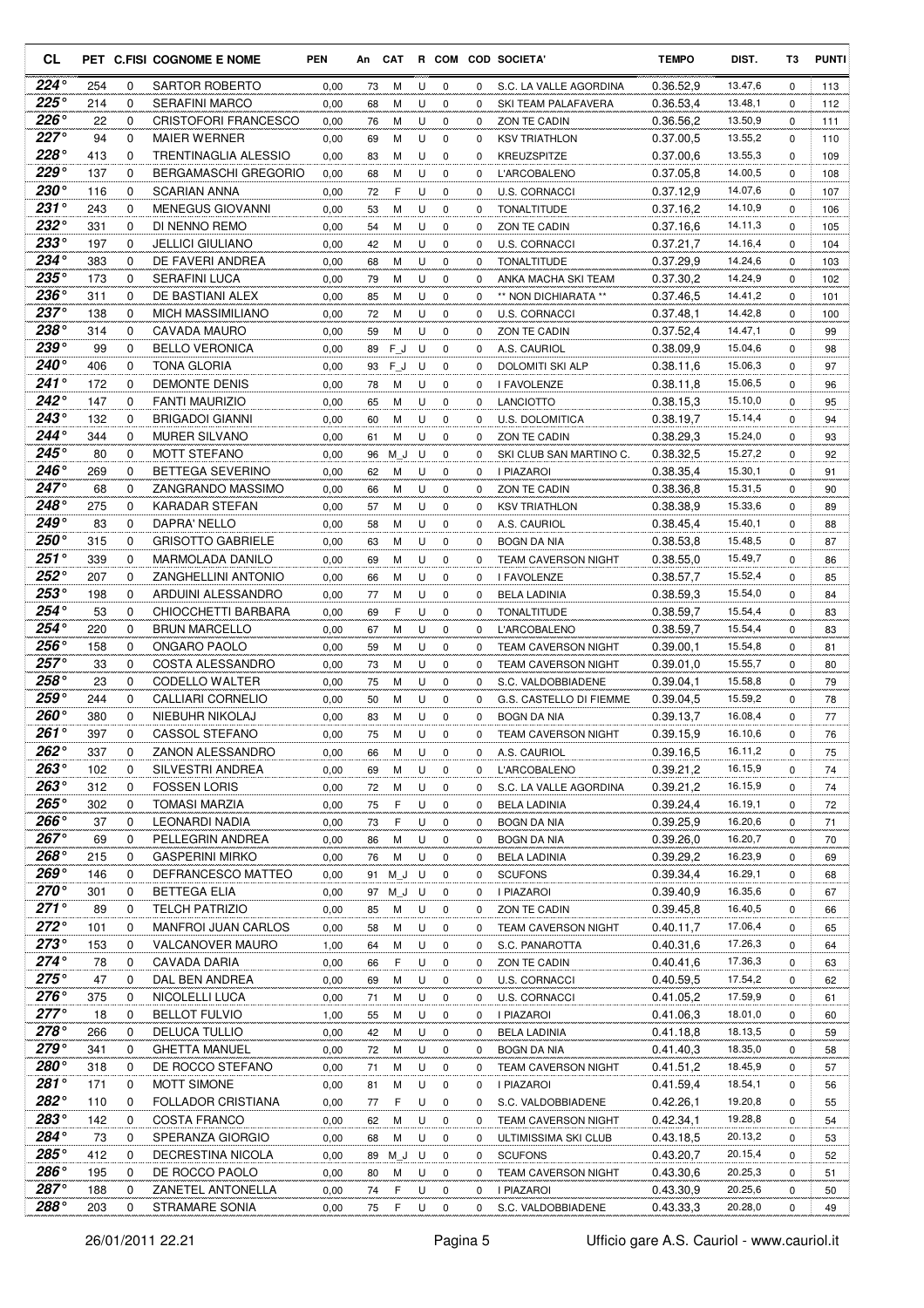| CL | PET | C.FISI | COGNOME E NOME | PEN | An | CAT | R | COM | COD | SOCIETA' | TEMPO | DIST. | T3 | PUNTI |
|---|---|---|---|---|---|---|---|---|---|---|---|---|---|---|
| 224° | 254 | 0 | SARTOR ROBERTO | 0,00 | 73 | M | U | 0 | 0 | S.C. LA VALLE AGORDINA | 0.36.52,9 | 13.47,6 | 0 | 113 |
| 225° | 214 | 0 | SERAFINI MARCO | 0,00 | 68 | M | U | 0 | 0 | SKI TEAM PALAFAVERA | 0.36.53,4 | 13.48,1 | 0 | 112 |
| 226° | 22 | 0 | CRISTOFORI FRANCESCO | 0,00 | 76 | M | U | 0 | 0 | ZON TE CADIN | 0.36.56,2 | 13.50,9 | 0 | 111 |
| 227° | 94 | 0 | MAIER WERNER | 0,00 | 69 | M | U | 0 | 0 | KSV TRIATHLON | 0.37.00,5 | 13.55,2 | 0 | 110 |
| 228° | 413 | 0 | TRENTINAGLIA ALESSIO | 0,00 | 83 | M | U | 0 | 0 | KREUZSPITZE | 0.37.00,6 | 13.55,3 | 0 | 109 |
| 229° | 137 | 0 | BERGAMASCHI GREGORIO | 0,00 | 68 | M | U | 0 | 0 | L'ARCOBALENO | 0.37.05,8 | 14.00,5 | 0 | 108 |
| 230° | 116 | 0 | SCARIAN ANNA | 0,00 | 72 | F | U | 0 | 0 | U.S. CORNACCI | 0.37.12,9 | 14.07,6 | 0 | 107 |
| 231° | 243 | 0 | MENEGUS GIOVANNI | 0,00 | 53 | M | U | 0 | 0 | TONALTITUDE | 0.37.16,2 | 14.10,9 | 0 | 106 |
| 232° | 331 | 0 | DI NENNO REMO | 0,00 | 54 | M | U | 0 | 0 | ZON TE CADIN | 0.37.16,6 | 14.11,3 | 0 | 105 |
| 233° | 197 | 0 | JELLICI GIULIANO | 0,00 | 42 | M | U | 0 | 0 | U.S. CORNACCI | 0.37.21,7 | 14.16,4 | 0 | 104 |
| 234° | 383 | 0 | DE FAVERI ANDREA | 0,00 | 68 | M | U | 0 | 0 | TONALTITUDE | 0.37.29,9 | 14.24,6 | 0 | 103 |
| 235° | 173 | 0 | SERAFINI LUCA | 0,00 | 79 | M | U | 0 | 0 | ANKA MACHA SKI TEAM | 0.37.30,2 | 14.24,9 | 0 | 102 |
| 236° | 311 | 0 | DE BASTIANI ALEX | 0,00 | 85 | M | U | 0 | 0 | ** NON DICHIARATA ** | 0.37.46,5 | 14.41,2 | 0 | 101 |
| 237° | 138 | 0 | MICH MASSIMILIANO | 0,00 | 72 | M | U | 0 | 0 | U.S. CORNACCI | 0.37.48,1 | 14.42,8 | 0 | 100 |
| 238° | 314 | 0 | CAVADA MAURO | 0,00 | 59 | M | U | 0 | 0 | ZON TE CADIN | 0.37.52,4 | 14.47,1 | 0 | 99 |
| 239° | 99 | 0 | BELLO VERONICA | 0,00 | 89 | F_J | U | 0 | 0 | A.S. CAURIOL | 0.38.09,9 | 15.04,6 | 0 | 98 |
| 240° | 406 | 0 | TONA GLORIA | 0,00 | 93 | F_J | U | 0 | 0 | DOLOMITI SKI ALP | 0.38.11,6 | 15.06,3 | 0 | 97 |
| 241° | 172 | 0 | DEMONTE DENIS | 0,00 | 78 | M | U | 0 | 0 | I FAVOLENZE | 0.38.11,8 | 15.06,5 | 0 | 96 |
| 242° | 147 | 0 | FANTI MAURIZIO | 0,00 | 65 | M | U | 0 | 0 | LANCIOTTO | 0.38.15,3 | 15.10,0 | 0 | 95 |
| 243° | 132 | 0 | BRIGADOI GIANNI | 0,00 | 60 | M | U | 0 | 0 | U.S. DOLOMITICA | 0.38.19,7 | 15.14,4 | 0 | 94 |
| 244° | 344 | 0 | MURER SILVANO | 0,00 | 61 | M | U | 0 | 0 | ZON TE CADIN | 0.38.29,3 | 15.24,0 | 0 | 93 |
| 245° | 80 | 0 | MOTT STEFANO | 0,00 | 96 | M_J | U | 0 | 0 | SKI CLUB SAN MARTINO C. | 0.38.32,5 | 15.27,2 | 0 | 92 |
| 246° | 269 | 0 | BETTEGA SEVERINO | 0,00 | 62 | M | U | 0 | 0 | I PIAZAROI | 0.38.35,4 | 15.30,1 | 0 | 91 |
| 247° | 68 | 0 | ZANGRANDO MASSIMO | 0,00 | 66 | M | U | 0 | 0 | ZON TE CADIN | 0.38.36,8 | 15.31,5 | 0 | 90 |
| 248° | 275 | 0 | KARADAR STEFAN | 0,00 | 57 | M | U | 0 | 0 | KSV TRIATHLON | 0.38.38,9 | 15.33,6 | 0 | 89 |
| 249° | 83 | 0 | DAPRA' NELLO | 0,00 | 58 | M | U | 0 | 0 | A.S. CAURIOL | 0.38.45,4 | 15.40,1 | 0 | 88 |
| 250° | 315 | 0 | GRISOTTO GABRIELE | 0,00 | 63 | M | U | 0 | 0 | BOGN DA NIA | 0.38.53,8 | 15.48,5 | 0 | 87 |
| 251° | 339 | 0 | MARMOLADA DANILO | 0,00 | 69 | M | U | 0 | 0 | TEAM CAVERSON NIGHT | 0.38.55,0 | 15.49,7 | 0 | 86 |
| 252° | 207 | 0 | ZANGHELLINI ANTONIO | 0,00 | 66 | M | U | 0 | 0 | I FAVOLENZE | 0.38.57,7 | 15.52,4 | 0 | 85 |
| 253° | 198 | 0 | ARDUINI ALESSANDRO | 0,00 | 77 | M | U | 0 | 0 | BELA LADINIA | 0.38.59,3 | 15.54,0 | 0 | 84 |
| 254° | 53 | 0 | CHIOCCHETTI BARBARA | 0,00 | 69 | F | U | 0 | 0 | TONALTITUDE | 0.38.59,7 | 15.54,4 | 0 | 83 |
| 254° | 220 | 0 | BRUN MARCELLO | 0,00 | 67 | M | U | 0 | 0 | L'ARCOBALENO | 0.38.59,7 | 15.54,4 | 0 | 83 |
| 256° | 158 | 0 | ONGARO PAOLO | 0,00 | 59 | M | U | 0 | 0 | TEAM CAVERSON NIGHT | 0.39.00,1 | 15.54,8 | 0 | 81 |
| 257° | 33 | 0 | COSTA ALESSANDRO | 0,00 | 73 | M | U | 0 | 0 | TEAM CAVERSON NIGHT | 0.39.01,0 | 15.55,7 | 0 | 80 |
| 258° | 23 | 0 | CODELLO WALTER | 0,00 | 75 | M | U | 0 | 0 | S.C. VALDOBBIADENE | 0.39.04,1 | 15.58,8 | 0 | 79 |
| 259° | 244 | 0 | CALLIARI CORNELIO | 0,00 | 50 | M | U | 0 | 0 | G.S. CASTELLO DI FIEMME | 0.39.04,5 | 15.59,2 | 0 | 78 |
| 260° | 380 | 0 | NIEBUHR NIKOLAJ | 0,00 | 83 | M | U | 0 | 0 | BOGN DA NIA | 0.39.13,7 | 16.08,4 | 0 | 77 |
| 261° | 397 | 0 | CASSOL STEFANO | 0,00 | 75 | M | U | 0 | 0 | TEAM CAVERSON NIGHT | 0.39.15,9 | 16.10,6 | 0 | 76 |
| 262° | 337 | 0 | ZANON ALESSANDRO | 0,00 | 66 | M | U | 0 | 0 | A.S. CAURIOL | 0.39.16,5 | 16.11,2 | 0 | 75 |
| 263° | 102 | 0 | SILVESTRI ANDREA | 0,00 | 69 | M | U | 0 | 0 | L'ARCOBALENO | 0.39.21,2 | 16.15,9 | 0 | 74 |
| 263° | 312 | 0 | FOSSEN LORIS | 0,00 | 72 | M | U | 0 | 0 | S.C. LA VALLE AGORDINA | 0.39.21,2 | 16.15,9 | 0 | 74 |
| 265° | 302 | 0 | TOMASI MARZIA | 0,00 | 75 | F | U | 0 | 0 | BELA LADINIA | 0.39.24,4 | 16.19,1 | 0 | 72 |
| 266° | 37 | 0 | LEONARDI NADIA | 0,00 | 73 | F | U | 0 | 0 | BOGN DA NIA | 0.39.25,9 | 16.20,6 | 0 | 71 |
| 267° | 69 | 0 | PELLEGRIN ANDREA | 0,00 | 86 | M | U | 0 | 0 | BOGN DA NIA | 0.39.26,0 | 16.20,7 | 0 | 70 |
| 268° | 215 | 0 | GASPERINI MIRKO | 0,00 | 76 | M | U | 0 | 0 | BELA LADINIA | 0.39.29,2 | 16.23,9 | 0 | 69 |
| 269° | 146 | 0 | DEFRANCESCO MATTEO | 0,00 | 91 | M_J | U | 0 | 0 | SCUFONS | 0.39.34,4 | 16.29,1 | 0 | 68 |
| 270° | 301 | 0 | BETTEGA ELIA | 0,00 | 97 | M_J | U | 0 | 0 | I PIAZAROI | 0.39.40,9 | 16.35,6 | 0 | 67 |
| 271° | 89 | 0 | TELCH PATRIZIO | 0,00 | 85 | M | U | 0 | 0 | ZON TE CADIN | 0.39.45,8 | 16.40,5 | 0 | 66 |
| 272° | 101 | 0 | MANFROI JUAN CARLOS | 0,00 | 58 | M | U | 0 | 0 | TEAM CAVERSON NIGHT | 0.40.11,7 | 17.06,4 | 0 | 65 |
| 273° | 153 | 0 | VALCANOVER MAURO | 1,00 | 64 | M | U | 0 | 0 | S.C. PANAROTTA | 0.40.31,6 | 17.26,3 | 0 | 64 |
| 274° | 78 | 0 | CAVADA DARIA | 0,00 | 66 | F | U | 0 | 0 | ZON TE CADIN | 0.40.41,6 | 17.36,3 | 0 | 63 |
| 275° | 47 | 0 | DAL BEN ANDREA | 0,00 | 69 | M | U | 0 | 0 | U.S. CORNACCI | 0.40.59,5 | 17.54,2 | 0 | 62 |
| 276° | 375 | 0 | NICOLELLI LUCA | 0,00 | 71 | M | U | 0 | 0 | U.S. CORNACCI | 0.41.05,2 | 17.59,9 | 0 | 61 |
| 277° | 18 | 0 | BELLOT FULVIO | 1,00 | 55 | M | U | 0 | 0 | I PIAZAROI | 0.41.06,3 | 18.01,0 | 0 | 60 |
| 278° | 266 | 0 | DELUCA TULLIO | 0,00 | 42 | M | U | 0 | 0 | BELA LADINIA | 0.41.18,8 | 18.13,5 | 0 | 59 |
| 279° | 341 | 0 | GHETTA MANUEL | 0,00 | 72 | M | U | 0 | 0 | BOGN DA NIA | 0.41.40,3 | 18.35,0 | 0 | 58 |
| 280° | 318 | 0 | DE ROCCO STEFANO | 0,00 | 71 | M | U | 0 | 0 | TEAM CAVERSON NIGHT | 0.41.51,2 | 18.45,9 | 0 | 57 |
| 281° | 171 | 0 | MOTT SIMONE | 0,00 | 81 | M | U | 0 | 0 | I PIAZAROI | 0.41.59,4 | 18.54,1 | 0 | 56 |
| 282° | 110 | 0 | FOLLADOR CRISTIANA | 0,00 | 77 | F | U | 0 | 0 | S.C. VALDOBBIADENE | 0.42.26,1 | 19.20,8 | 0 | 55 |
| 283° | 142 | 0 | COSTA FRANCO | 0,00 | 62 | M | U | 0 | 0 | TEAM CAVERSON NIGHT | 0.42.34,1 | 19.28,8 | 0 | 54 |
| 284° | 73 | 0 | SPERANZA GIORGIO | 0,00 | 68 | M | U | 0 | 0 | ULTIMISSIMA SKI CLUB | 0.43.18,5 | 20.13,2 | 0 | 53 |
| 285° | 412 | 0 | DECRESTINA NICOLA | 0,00 | 89 | M_J | U | 0 | 0 | SCUFONS | 0.43.20,7 | 20.15,4 | 0 | 52 |
| 286° | 195 | 0 | DE ROCCO PAOLO | 0,00 | 80 | M | U | 0 | 0 | TEAM CAVERSON NIGHT | 0.43.30,6 | 20.25,3 | 0 | 51 |
| 287° | 188 | 0 | ZANETEL ANTONELLA | 0,00 | 74 | F | U | 0 | 0 | I PIAZAROI | 0.43.30,9 | 20.25,6 | 0 | 50 |
| 288° | 203 | 0 | STRAMARE SONIA | 0,00 | 75 | F | U | 0 | 0 | S.C. VALDOBBIADENE | 0.43.33,3 | 20.28,0 | 0 | 49 |

26/01/2011 22.21 Ufficio gare A.S. Cauriol - www.cauriol.it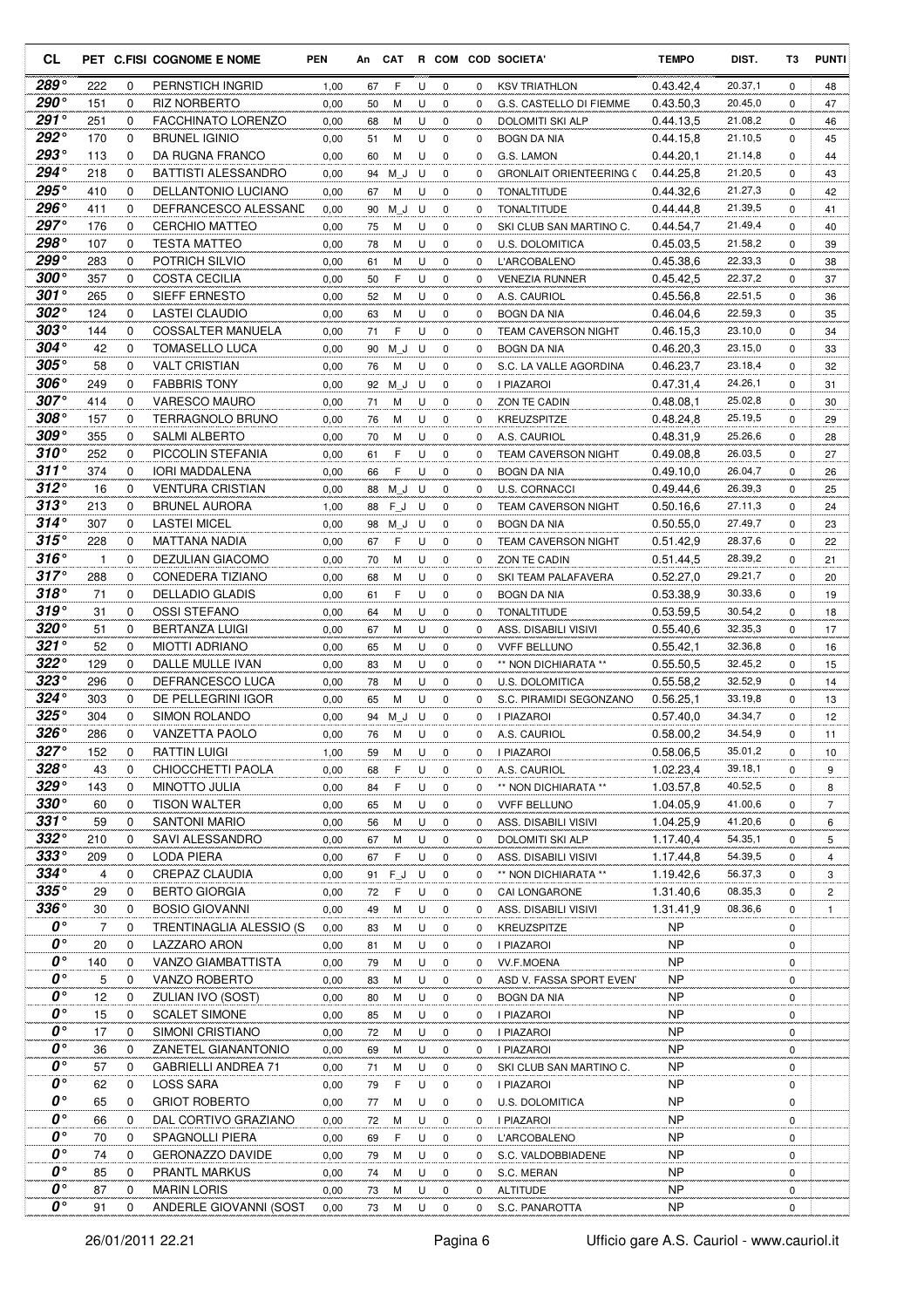| CL | PET | C.FISI | COGNOME E NOME | PEN | An | CAT | R | COM | COD | SOCIETA' | TEMPO | DIST. | T3 | PUNTI |
|---|---|---|---|---|---|---|---|---|---|---|---|---|---|---|
| 289° | 222 | 0 | PERNSTICH INGRID | 1,00 | 67 | F | U | 0 | 0 | KSV TRIATHLON | 0.43.42,4 | 20.37,1 | 0 | 48 |
| 290° | 151 | 0 | RIZ NORBERTO | 0,00 | 50 | M | U | 0 | 0 | G.S. CASTELLO DI FIEMME | 0.43.50,3 | 20.45,0 | 0 | 47 |
| 291° | 251 | 0 | FACCHINATO LORENZO | 0,00 | 68 | M | U | 0 | 0 | DOLOMITI SKI ALP | 0.44.13,5 | 21.08,2 | 0 | 46 |
| 292° | 170 | 0 | BRUNEL IGINIO | 0,00 | 51 | M | U | 0 | 0 | BOGN DA NIA | 0.44.15,8 | 21.10,5 | 0 | 45 |
| 293° | 113 | 0 | DA RUGNA FRANCO | 0,00 | 60 | M | U | 0 | 0 | G.S. LAMON | 0.44.20,1 | 21.14,8 | 0 | 44 |
| 294° | 218 | 0 | BATTISTI ALESSANDRO | 0,00 | 94 | M_J | U | 0 | 0 | GRONLAIT ORIENTEERING ( | 0.44.25,8 | 21.20,5 | 0 | 43 |
| 295° | 410 | 0 | DELLANTONIO LUCIANO | 0,00 | 67 | M | U | 0 | 0 | TONALTITUDE | 0.44.32,6 | 21.27,3 | 0 | 42 |
| 296° | 411 | 0 | DEFRANCESCO ALESSANE | 0,00 | 90 | M_J | U | 0 | 0 | TONALTITUDE | 0.44.44,8 | 21.39,5 | 0 | 41 |
| 297° | 176 | 0 | CERCHIO MATTEO | 0,00 | 75 | M | U | 0 | 0 | SKI CLUB SAN MARTINO C. | 0.44.54,7 | 21.49,4 | 0 | 40 |
| 298° | 107 | 0 | TESTA MATTEO | 0,00 | 78 | M | U | 0 | 0 | U.S. DOLOMITICA | 0.45.03,5 | 21.58,2 | 0 | 39 |
| 299° | 283 | 0 | POTRICH SILVIO | 0,00 | 61 | M | U | 0 | 0 | L'ARCOBALENO | 0.45.38,6 | 22.33,3 | 0 | 38 |
| 300° | 357 | 0 | COSTA CECILIA | 0,00 | 50 | F | U | 0 | 0 | VENEZIA RUNNER | 0.45.42,5 | 22.37,2 | 0 | 37 |
| 301° | 265 | 0 | SIEFF ERNESTO | 0,00 | 52 | M | U | 0 | 0 | A.S. CAURIOL | 0.45.56,8 | 22.51,5 | 0 | 36 |
| 302° | 124 | 0 | LASTEI CLAUDIO | 0,00 | 63 | M | U | 0 | 0 | BOGN DA NIA | 0.46.04,6 | 22.59,3 | 0 | 35 |
| 303° | 144 | 0 | COSSALTER MANUELA | 0,00 | 71 | F | U | 0 | 0 | TEAM CAVERSON NIGHT | 0.46.15,3 | 23.10,0 | 0 | 34 |
| 304° | 42 | 0 | TOMASELLO LUCA | 0,00 | 90 | M_J | U | 0 | 0 | BOGN DA NIA | 0.46.20,3 | 23.15,0 | 0 | 33 |
| 305° | 58 | 0 | VALT CRISTIAN | 0,00 | 76 | M | U | 0 | 0 | S.C. LA VALLE AGORDINA | 0.46.23,7 | 23.18,4 | 0 | 32 |
| 306° | 249 | 0 | FABBRIS TONY | 0,00 | 92 | M_J | U | 0 | 0 | I PIAZAROI | 0.47.31,4 | 24.26,1 | 0 | 31 |
| 307° | 414 | 0 | VARESCO MAURO | 0,00 | 71 | M | U | 0 | 0 | ZON TE CADIN | 0.48.08,1 | 25.02,8 | 0 | 30 |
| 308° | 157 | 0 | TERRAGNOLO BRUNO | 0,00 | 76 | M | U | 0 | 0 | KREUZSPITZE | 0.48.24,8 | 25.19,5 | 0 | 29 |
| 309° | 355 | 0 | SALMI ALBERTO | 0,00 | 70 | M | U | 0 | 0 | A.S. CAURIOL | 0.48.31,9 | 25.26,6 | 0 | 28 |
| 310° | 252 | 0 | PICCOLIN STEFANIA | 0,00 | 61 | F | U | 0 | 0 | TEAM CAVERSON NIGHT | 0.49.08,8 | 26.03,5 | 0 | 27 |
| 311° | 374 | 0 | IORI MADDALENA | 0,00 | 66 | F | U | 0 | 0 | BOGN DA NIA | 0.49.10,0 | 26.04,7 | 0 | 26 |
| 312° | 16 | 0 | VENTURA CRISTIAN | 0,00 | 88 | M_J | U | 0 | 0 | U.S. CORNACCI | 0.49.44,6 | 26.39,3 | 0 | 25 |
| 313° | 213 | 0 | BRUNEL AURORA | 1,00 | 88 | F_J | U | 0 | 0 | TEAM CAVERSON NIGHT | 0.50.16,6 | 27.11,3 | 0 | 24 |
| 314° | 307 | 0 | LASTEI MICEL | 0,00 | 98 | M_J | U | 0 | 0 | BOGN DA NIA | 0.50.55,0 | 27.49,7 | 0 | 23 |
| 315° | 228 | 0 | MATTANA NADIA | 0,00 | 67 | F | U | 0 | 0 | TEAM CAVERSON NIGHT | 0.51.42,9 | 28.37,6 | 0 | 22 |
| 316° | 1 | 0 | DEZULIAN GIACOMO | 0,00 | 70 | M | U | 0 | 0 | ZON TE CADIN | 0.51.44,5 | 28.39,2 | 0 | 21 |
| 317° | 288 | 0 | CONEDERA TIZIANO | 0,00 | 68 | M | U | 0 | 0 | SKI TEAM PALAFAVERA | 0.52.27,0 | 29.21,7 | 0 | 20 |
| 318° | 71 | 0 | DELLADIO GLADIS | 0,00 | 61 | F | U | 0 | 0 | BOGN DA NIA | 0.53.38,9 | 30.33,6 | 0 | 19 |
| 319° | 31 | 0 | OSSI STEFANO | 0,00 | 64 | M | U | 0 | 0 | TONALTITUDE | 0.53.59,5 | 30.54,2 | 0 | 18 |
| 320° | 51 | 0 | BERTANZA LUIGI | 0,00 | 67 | M | U | 0 | 0 | ASS. DISABILI VISIVI | 0.55.40,6 | 32.35,3 | 0 | 17 |
| 321° | 52 | 0 | MIOTTI ADRIANO | 0,00 | 65 | M | U | 0 | 0 | VVFF BELLUNO | 0.55.42,1 | 32.36,8 | 0 | 16 |
| 322° | 129 | 0 | DALLE MULLE IVAN | 0,00 | 83 | M | U | 0 | 0 | ** NON DICHIARATA ** | 0.55.50,5 | 32.45,2 | 0 | 15 |
| 323° | 296 | 0 | DEFRANCESCO LUCA | 0,00 | 78 | M | U | 0 | 0 | U.S. DOLOMITICA | 0.55.58,2 | 32.52,9 | 0 | 14 |
| 324° | 303 | 0 | DE PELLEGRINI IGOR | 0,00 | 65 | M | U | 0 | 0 | S.C. PIRAMIDI SEGONZANO | 0.56.25,1 | 33.19,8 | 0 | 13 |
| 325° | 304 | 0 | SIMON ROLANDO | 0,00 | 94 | M_J | U | 0 | 0 | I PIAZAROI | 0.57.40,0 | 34.34,7 | 0 | 12 |
| 326° | 286 | 0 | VANZETTA PAOLO | 0,00 | 76 | M | U | 0 | 0 | A.S. CAURIOL | 0.58.00,2 | 34.54,9 | 0 | 11 |
| 327° | 152 | 0 | RATTIN LUIGI | 1,00 | 59 | M | U | 0 | 0 | I PIAZAROI | 0.58.06,5 | 35.01,2 | 0 | 10 |
| 328° | 43 | 0 | CHIOCCHETTI PAOLA | 0,00 | 68 | F | U | 0 | 0 | A.S. CAURIOL | 1.02.23,4 | 39.18,1 | 0 | 9 |
| 329° | 143 | 0 | MINOTTO JULIA | 0,00 | 84 | F | U | 0 | 0 | ** NON DICHIARATA ** | 1.03.57,8 | 40.52,5 | 0 | 8 |
| 330° | 60 | 0 | TISON WALTER | 0,00 | 65 | M | U | 0 | 0 | VVFF BELLUNO | 1.04.05,9 | 41.00,6 | 0 | 7 |
| 331° | 59 | 0 | SANTONI MARIO | 0,00 | 56 | M | U | 0 | 0 | ASS. DISABILI VISIVI | 1.04.25,9 | 41.20,6 | 0 | 6 |
| 332° | 210 | 0 | SAVI ALESSANDRO | 0,00 | 67 | M | U | 0 | 0 | DOLOMITI SKI ALP | 1.17.40,4 | 54.35,1 | 0 | 5 |
| 333° | 209 | 0 | LODA PIERA | 0,00 | 67 | F | U | 0 | 0 | ASS. DISABILI VISIVI | 1.17.44,8 | 54.39,5 | 0 | 4 |
| 334° | 4 | 0 | CREPAZ CLAUDIA | 0,00 | 91 | F_J | U | 0 | 0 | ** NON DICHIARATA ** | 1.19.42,6 | 56.37,3 | 0 | 3 |
| 335° | 29 | 0 | BERTO GIORGIA | 0,00 | 72 | F | U | 0 | 0 | CAI LONGARONE | 1.31.40,6 | 08.35,3 | 0 | 2 |
| 336° | 30 | 0 | BOSIO GIOVANNI | 0,00 | 49 | M | U | 0 | 0 | ASS. DISABILI VISIVI | 1.31.41,9 | 08.36,6 | 0 | 1 |
| 0° | 7 | 0 | TRENTINAGLIA ALESSIO (S | 0,00 | 83 | M | U | 0 | 0 | KREUZSPITZE | NP | | 0 | |
| 0° | 20 | 0 | LAZZARO ARON | 0,00 | 81 | M | U | 0 | 0 | I PIAZAROI | NP | | 0 | |
| 0° | 140 | 0 | VANZO GIAMBATTISTA | 0,00 | 79 | M | U | 0 | 0 | VV.F.MOENA | NP | | 0 | |
| 0° | 5 | 0 | VANZO ROBERTO | 0,00 | 83 | M | U | 0 | 0 | ASD V. FASSA SPORT EVEN' | NP | | 0 | |
| 0° | 12 | 0 | ZULIAN IVO (SOST) | 0,00 | 80 | M | U | 0 | 0 | BOGN DA NIA | NP | | 0 | |
| 0° | 15 | 0 | SCALET SIMONE | 0,00 | 85 | M | U | 0 | 0 | I PIAZAROI | NP | | 0 | |
| 0° | 17 | 0 | SIMONI CRISTIANO | 0,00 | 72 | M | U | 0 | 0 | I PIAZAROI | NP | | 0 | |
| 0° | 36 | 0 | ZANETEL GIANANTONIO | 0,00 | 69 | M | U | 0 | 0 | I PIAZAROI | NP | | 0 | |
| 0° | 57 | 0 | GABRIELLI ANDREA 71 | 0,00 | 71 | M | U | 0 | 0 | SKI CLUB SAN MARTINO C. | NP | | 0 | |
| 0° | 62 | 0 | LOSS SARA | 0,00 | 79 | F | U | 0 | 0 | I PIAZAROI | NP | | 0 | |
| 0° | 65 | 0 | GRIOT ROBERTO | 0,00 | 77 | M | U | 0 | 0 | U.S. DOLOMITICA | NP | | 0 | |
| 0° | 66 | 0 | DAL CORTIVO GRAZIANO | 0,00 | 72 | M | U | 0 | 0 | I PIAZAROI | NP | | 0 | |
| 0° | 70 | 0 | SPAGNOLLI PIERA | 0,00 | 69 | F | U | 0 | 0 | L'ARCOBALENO | NP | | 0 | |
| 0° | 74 | 0 | GERONAZZO DAVIDE | 0,00 | 79 | M | U | 0 | 0 | S.C. VALDOBBIADENE | NP | | 0 | |
| 0° | 85 | 0 | PRANTL MARKUS | 0,00 | 74 | M | U | 0 | 0 | S.C. MERAN | NP | | 0 | |
| 0° | 87 | 0 | MARIN LORIS | 0,00 | 73 | M | U | 0 | 0 | ALTITUDE | NP | | 0 | |
| 0° | 91 | 0 | ANDERLE GIOVANNI (SOST | 0,00 | 73 | M | U | 0 | 0 | S.C. PANAROTTA | NP | | 0 | |

26/01/2011 22.21 — Ufficio gare A.S. Cauriol - www.cauriol.it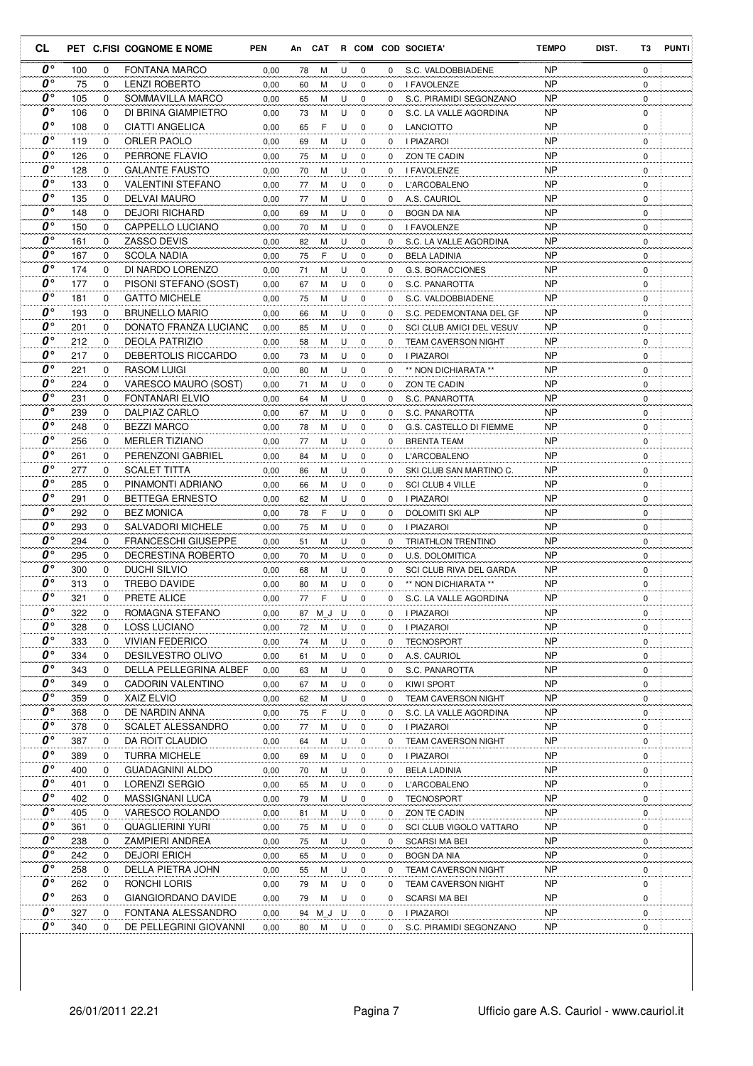| CL | PET | C.FISI | COGNOME E NOME | PEN | An | CAT | R | COM | COD | SOCIETA' | TEMPO | DIST. | T3 | PUNTI |
|---|---|---|---|---|---|---|---|---|---|---|---|---|---|---|
| 0° | 100 | 0 | FONTANA MARCO | 0,00 | 78 | M | U | 0 | 0 | S.C. VALDOBBIADENE | NP | | 0 | |
| 0° | 75 | 0 | LENZI ROBERTO | 0,00 | 60 | M | U | 0 | 0 | I FAVOLENZE | NP | | 0 | |
| 0° | 105 | 0 | SOMMAVILLA MARCO | 0,00 | 65 | M | U | 0 | 0 | S.C. PIRAMIDI SEGONZANO | NP | | 0 | |
| 0° | 106 | 0 | DI BRINA GIAMPIETRO | 0,00 | 73 | M | U | 0 | 0 | S.C. LA VALLE AGORDINA | NP | | 0 | |
| 0° | 108 | 0 | CIATTI ANGELICA | 0,00 | 65 | F | U | 0 | 0 | LANCIOTTO | NP | | 0 | |
| 0° | 119 | 0 | ORLER PAOLO | 0,00 | 69 | M | U | 0 | 0 | I PIAZAROI | NP | | 0 | |
| 0° | 126 | 0 | PERRONE FLAVIO | 0,00 | 75 | M | U | 0 | 0 | ZON TE CADIN | NP | | 0 | |
| 0° | 128 | 0 | GALANTE FAUSTO | 0,00 | 70 | M | U | 0 | 0 | I FAVOLENZE | NP | | 0 | |
| 0° | 133 | 0 | VALENTINI STEFANO | 0,00 | 77 | M | U | 0 | 0 | L'ARCOBALENO | NP | | 0 | |
| 0° | 135 | 0 | DELVAI MAURO | 0,00 | 77 | M | U | 0 | 0 | A.S. CAURIOL | NP | | 0 | |
| 0° | 148 | 0 | DEJORI RICHARD | 0,00 | 69 | M | U | 0 | 0 | BOGN DA NIA | NP | | 0 | |
| 0° | 150 | 0 | CAPPELLO LUCIANO | 0,00 | 70 | M | U | 0 | 0 | I FAVOLENZE | NP | | 0 | |
| 0° | 161 | 0 | ZASSO DEVIS | 0,00 | 82 | M | U | 0 | 0 | S.C. LA VALLE AGORDINA | NP | | 0 | |
| 0° | 167 | 0 | SCOLA NADIA | 0,00 | 75 | F | U | 0 | 0 | BELA LADINIA | NP | | 0 | |
| 0° | 174 | 0 | DI NARDO LORENZO | 0,00 | 71 | M | U | 0 | 0 | G.S. BORACCIONES | NP | | 0 | |
| 0° | 177 | 0 | PISONI STEFANO (SOST) | 0,00 | 67 | M | U | 0 | 0 | S.C. PANAROTTA | NP | | 0 | |
| 0° | 181 | 0 | GATTO MICHELE | 0,00 | 75 | M | U | 0 | 0 | S.C. VALDOBBIADENE | NP | | 0 | |
| 0° | 193 | 0 | BRUNELLO MARIO | 0,00 | 66 | M | U | 0 | 0 | S.C. PEDEMONTANA DEL GF | NP | | 0 | |
| 0° | 201 | 0 | DONATO FRANZA LUCIANC | 0,00 | 85 | M | U | 0 | 0 | SCI CLUB AMICI DEL VESUV | NP | | 0 | |
| 0° | 212 | 0 | DEOLA PATRIZIO | 0,00 | 58 | M | U | 0 | 0 | TEAM CAVERSON NIGHT | NP | | 0 | |
| 0° | 217 | 0 | DEBERTOLIS RICCARDO | 0,00 | 73 | M | U | 0 | 0 | I PIAZAROI | NP | | 0 | |
| 0° | 221 | 0 | RASOM LUIGI | 0,00 | 80 | M | U | 0 | 0 | ** NON DICHIARATA ** | NP | | 0 | |
| 0° | 224 | 0 | VARESCO MAURO (SOST) | 0,00 | 71 | M | U | 0 | 0 | ZON TE CADIN | NP | | 0 | |
| 0° | 231 | 0 | FONTANARI ELVIO | 0,00 | 64 | M | U | 0 | 0 | S.C. PANAROTTA | NP | | 0 | |
| 0° | 239 | 0 | DALPIAZ CARLO | 0,00 | 67 | M | U | 0 | 0 | S.C. PANAROTTA | NP | | 0 | |
| 0° | 248 | 0 | BEZZI MARCO | 0,00 | 78 | M | U | 0 | 0 | G.S. CASTELLO DI FIEMME | NP | | 0 | |
| 0° | 256 | 0 | MERLER TIZIANO | 0,00 | 77 | M | U | 0 | 0 | BRENTA TEAM | NP | | 0 | |
| 0° | 261 | 0 | PERENZONI GABRIEL | 0,00 | 84 | M | U | 0 | 0 | L'ARCOBALENO | NP | | 0 | |
| 0° | 277 | 0 | SCALET TITTA | 0,00 | 86 | M | U | 0 | 0 | SKI CLUB SAN MARTINO C. | NP | | 0 | |
| 0° | 285 | 0 | PINAMONTI ADRIANO | 0,00 | 66 | M | U | 0 | 0 | SCI CLUB 4 VILLE | NP | | 0 | |
| 0° | 291 | 0 | BETTEGA ERNESTO | 0,00 | 62 | M | U | 0 | 0 | I PIAZAROI | NP | | 0 | |
| 0° | 292 | 0 | BEZ MONICA | 0,00 | 78 | F | U | 0 | 0 | DOLOMITI SKI ALP | NP | | 0 | |
| 0° | 293 | 0 | SALVADORI MICHELE | 0,00 | 75 | M | U | 0 | 0 | I PIAZAROI | NP | | 0 | |
| 0° | 294 | 0 | FRANCESCHI GIUSEPPE | 0,00 | 51 | M | U | 0 | 0 | TRIATHLON TRENTINO | NP | | 0 | |
| 0° | 295 | 0 | DECRESTINA ROBERTO | 0,00 | 70 | M | U | 0 | 0 | U.S. DOLOMITICA | NP | | 0 | |
| 0° | 300 | 0 | DUCHI SILVIO | 0,00 | 68 | M | U | 0 | 0 | SCI CLUB RIVA DEL GARDA | NP | | 0 | |
| 0° | 313 | 0 | TREBO DAVIDE | 0,00 | 80 | M | U | 0 | 0 | ** NON DICHIARATA ** | NP | | 0 | |
| 0° | 321 | 0 | PRETE ALICE | 0,00 | 77 | F | U | 0 | 0 | S.C. LA VALLE AGORDINA | NP | | 0 | |
| 0° | 322 | 0 | ROMAGNA STEFANO | 0,00 | 87 | M_J | U | 0 | 0 | I PIAZAROI | NP | | 0 | |
| 0° | 328 | 0 | LOSS LUCIANO | 0,00 | 72 | M | U | 0 | 0 | I PIAZAROI | NP | | 0 | |
| 0° | 333 | 0 | VIVIAN FEDERICO | 0,00 | 74 | M | U | 0 | 0 | TECNOSPORT | NP | | 0 | |
| 0° | 334 | 0 | DESILVESTRO OLIVO | 0,00 | 61 | M | U | 0 | 0 | A.S. CAURIOL | NP | | 0 | |
| 0° | 343 | 0 | DELLA PELLEGRINA ALBEF | 0,00 | 63 | M | U | 0 | 0 | S.C. PANAROTTA | NP | | 0 | |
| 0° | 349 | 0 | CADORIN VALENTINO | 0,00 | 67 | M | U | 0 | 0 | KIWI SPORT | NP | | 0 | |
| 0° | 359 | 0 | XAIZ ELVIO | 0,00 | 62 | M | U | 0 | 0 | TEAM CAVERSON NIGHT | NP | | 0 | |
| 0° | 368 | 0 | DE NARDIN ANNA | 0,00 | 75 | F | U | 0 | 0 | S.C. LA VALLE AGORDINA | NP | | 0 | |
| 0° | 378 | 0 | SCALET ALESSANDRO | 0,00 | 77 | M | U | 0 | 0 | I PIAZAROI | NP | | 0 | |
| 0° | 387 | 0 | DA ROIT CLAUDIO | 0,00 | 64 | M | U | 0 | 0 | TEAM CAVERSON NIGHT | NP | | 0 | |
| 0° | 389 | 0 | TURRA MICHELE | 0,00 | 69 | M | U | 0 | 0 | I PIAZAROI | NP | | 0 | |
| 0° | 400 | 0 | GUADAGNINI ALDO | 0,00 | 70 | M | U | 0 | 0 | BELA LADINIA | NP | | 0 | |
| 0° | 401 | 0 | LORENZI SERGIO | 0,00 | 65 | M | U | 0 | 0 | L'ARCOBALENO | NP | | 0 | |
| 0° | 402 | 0 | MASSIGNANI LUCA | 0,00 | 79 | M | U | 0 | 0 | TECNOSPORT | NP | | 0 | |
| 0° | 405 | 0 | VARESCO ROLANDO | 0,00 | 81 | M | U | 0 | 0 | ZON TE CADIN | NP | | 0 | |
| 0° | 361 | 0 | QUAGLIERINI YURI | 0,00 | 75 | M | U | 0 | 0 | SCI CLUB VIGOLO VATTARO | NP | | 0 | |
| 0° | 238 | 0 | ZAMPIERI ANDREA | 0,00 | 75 | M | U | 0 | 0 | SCARSI MA BEI | NP | | 0 | |
| 0° | 242 | 0 | DEJORI ERICH | 0,00 | 65 | M | U | 0 | 0 | BOGN DA NIA | NP | | 0 | |
| 0° | 258 | 0 | DELLA PIETRA JOHN | 0,00 | 55 | M | U | 0 | 0 | TEAM CAVERSON NIGHT | NP | | 0 | |
| 0° | 262 | 0 | RONCHI LORIS | 0,00 | 79 | M | U | 0 | 0 | TEAM CAVERSON NIGHT | NP | | 0 | |
| 0° | 263 | 0 | GIANGIORDANO DAVIDE | 0,00 | 79 | M | U | 0 | 0 | SCARSI MA BEI | NP | | 0 | |
| 0° | 327 | 0 | FONTANA ALESSANDRO | 0,00 | 94 | M_J | U | 0 | 0 | I PIAZAROI | NP | | 0 | |
| 0° | 340 | 0 | DE PELLEGRINI GIOVANNI | 0,00 | 80 | M | U | 0 | 0 | S.C. PIRAMIDI SEGONZANO | NP | | 0 | |

26/01/2011 22.21 Ufficio gare A.S. Cauriol - www.cauriol.it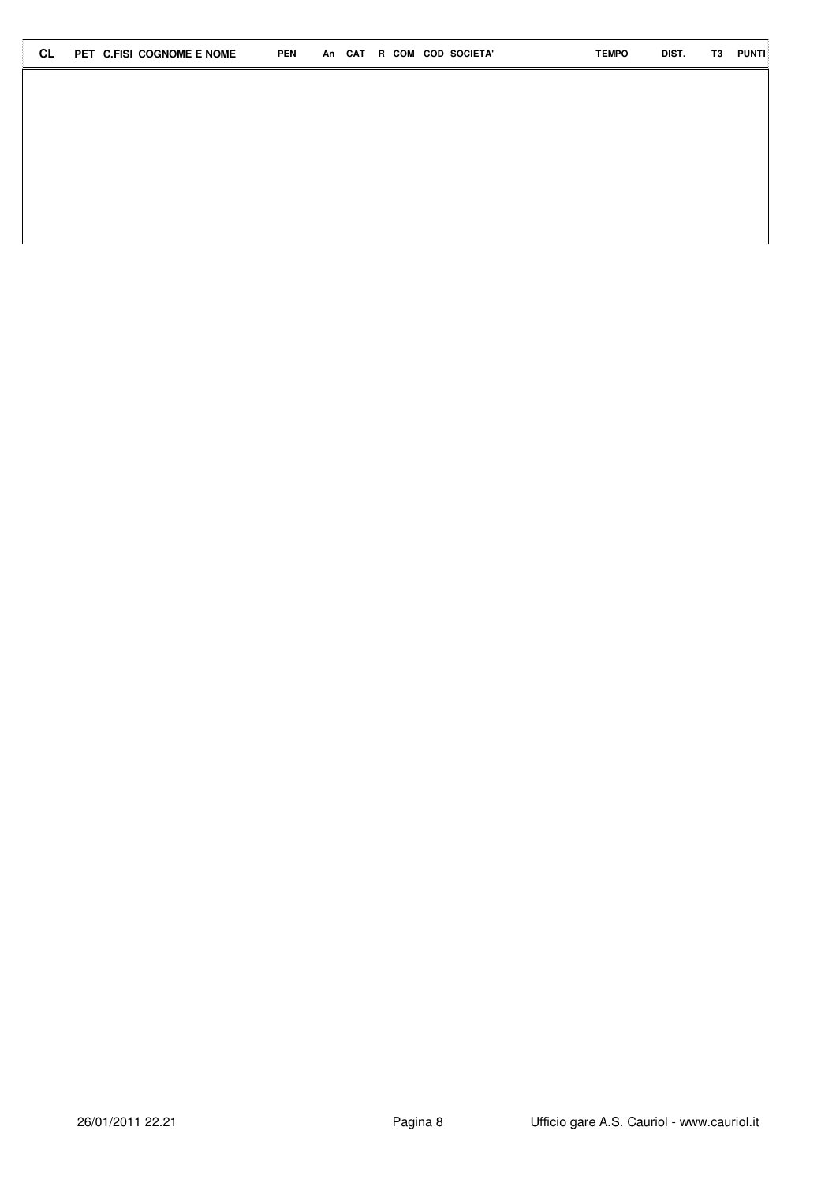| CL | PET | C.FISI | COGNOME E NOME | PEN | An | CAT | R | COM | COD | SOCIETA' | TEMPO | DIST. | T3 | PUNTI |
|---|---|---|---|---|---|---|---|---|---|---|---|---|---|---|